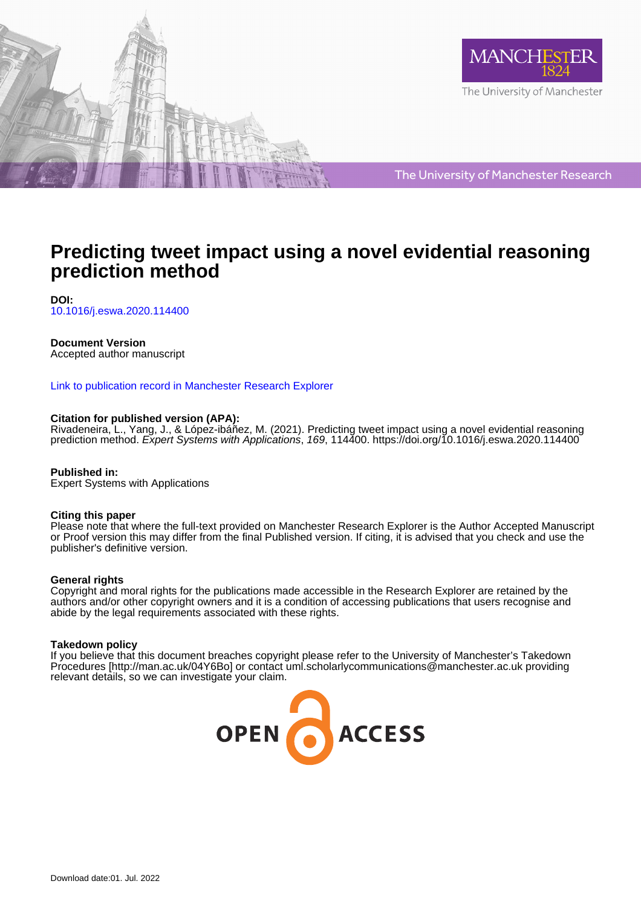# Predicting tweet impact using a novel evidential reasoning prediction method

**DOI:**
10.1016/j.eswa.2020.114400

**Document Version**
Accepted author manuscript

Link to publication record in Manchester Research Explorer

**Citation for published version (APA):**
Rivadeneira, L., Yang, J., & López-ibáñez, M. (2021). Predicting tweet impact using a novel evidential reasoning prediction method. *Expert Systems with Applications*, *169*, 114400. https://doi.org/10.1016/j.eswa.2020.114400

**Published in:**
Expert Systems with Applications

**Citing this paper**
Please note that where the full-text provided on Manchester Research Explorer is the Author Accepted Manuscript or Proof version this may differ from the final Published version. If citing, it is advised that you check and use the publisher's definitive version.

**General rights**
Copyright and moral rights for the publications made accessible in the Research Explorer are retained by the authors and/or other copyright owners and it is a condition of accessing publications that users recognise and abide by the legal requirements associated with these rights.

**Takedown policy**
If you believe that this document breaches copyright please refer to the University of Manchester's Takedown Procedures [http://man.ac.uk/04Y6Bo] or contact uml.scholarlycommunications@manchester.ac.uk providing relevant details, so we can investigate your claim.

Download date:01. Jul. 2022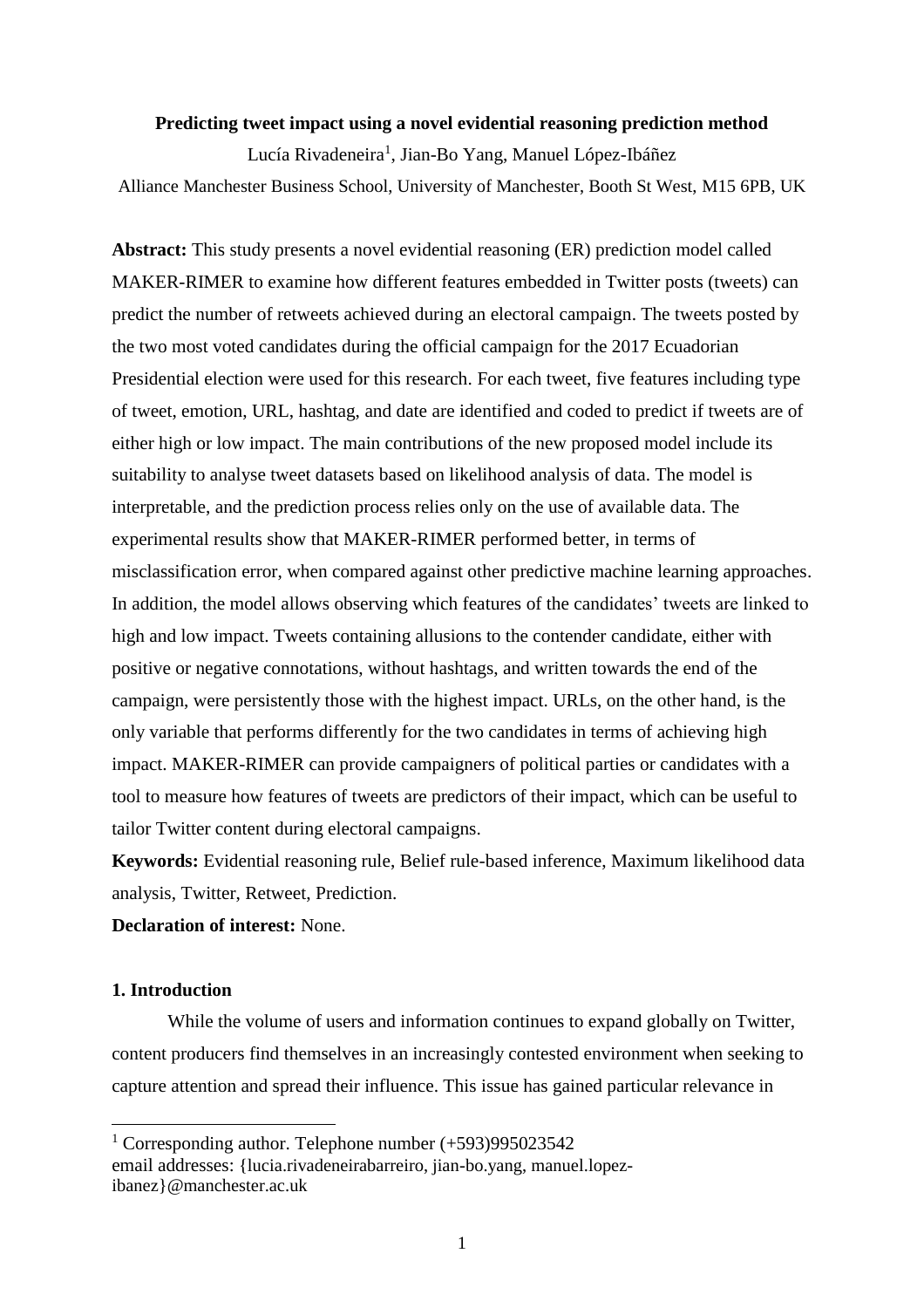**Predicting tweet impact using a novel evidential reasoning prediction method**

Lucía Rivadeneira[1], Jian-Bo Yang, Manuel López-Ibáñez

Alliance Manchester Business School, University of Manchester, Booth St West, M15 6PB, UK

**Abstract:** This study presents a novel evidential reasoning (ER) prediction model called MAKER-RIMER to examine how different features embedded in Twitter posts (tweets) can predict the number of retweets achieved during an electoral campaign. The tweets posted by the two most voted candidates during the official campaign for the 2017 Ecuadorian Presidential election were used for this research. For each tweet, five features including type of tweet, emotion, URL, hashtag, and date are identified and coded to predict if tweets are of either high or low impact. The main contributions of the new proposed model include its suitability to analyse tweet datasets based on likelihood analysis of data. The model is interpretable, and the prediction process relies only on the use of available data. The experimental results show that MAKER-RIMER performed better, in terms of misclassification error, when compared against other predictive machine learning approaches. In addition, the model allows observing which features of the candidates' tweets are linked to high and low impact. Tweets containing allusions to the contender candidate, either with positive or negative connotations, without hashtags, and written towards the end of the campaign, were persistently those with the highest impact. URLs, on the other hand, is the only variable that performs differently for the two candidates in terms of achieving high impact. MAKER-RIMER can provide campaigners of political parties or candidates with a tool to measure how features of tweets are predictors of their impact, which can be useful to tailor Twitter content during electoral campaigns.

**Keywords:** Evidential reasoning rule, Belief rule-based inference, Maximum likelihood data analysis, Twitter, Retweet, Prediction.

**Declaration of interest:** None.

## 1. Introduction

While the volume of users and information continues to expand globally on Twitter, content producers find themselves in an increasingly contested environment when seeking to capture attention and spread their influence. This issue has gained particular relevance in

[1] Corresponding author. Telephone number (+593)995023542
email addresses: {lucia.rivadeneirabarreiro, jian-bo.yang, manuel.lopez-ibanez}@manchester.ac.uk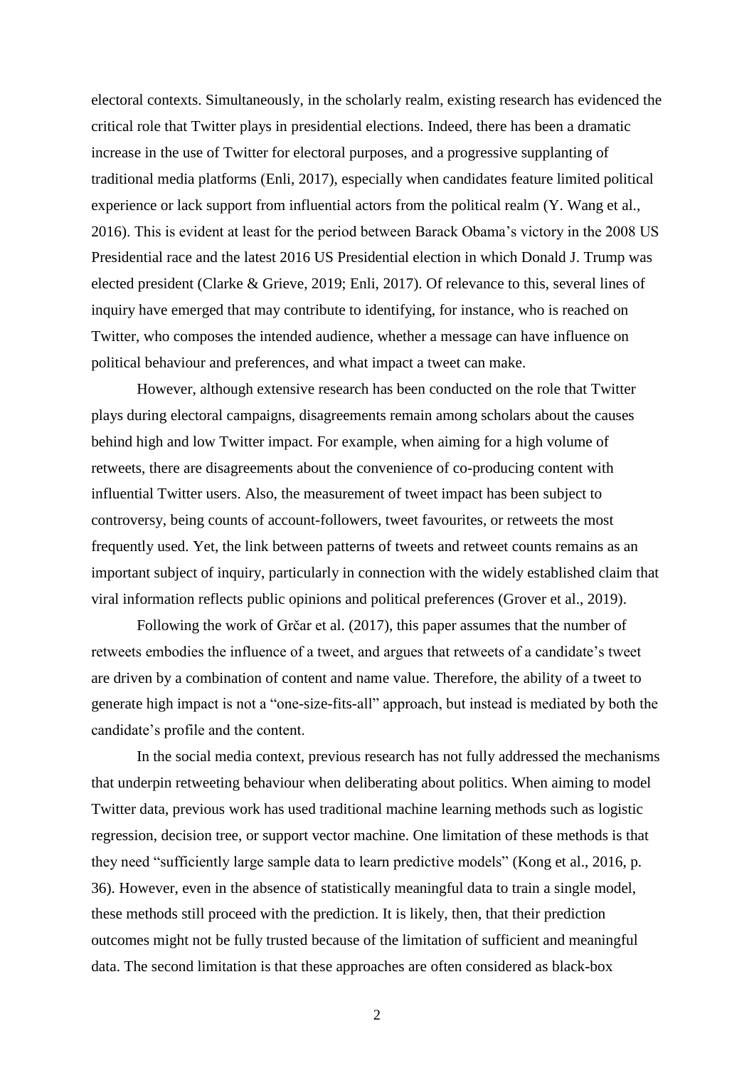electoral contexts. Simultaneously, in the scholarly realm, existing research has evidenced the critical role that Twitter plays in presidential elections. Indeed, there has been a dramatic increase in the use of Twitter for electoral purposes, and a progressive supplanting of traditional media platforms (Enli, 2017), especially when candidates feature limited political experience or lack support from influential actors from the political realm (Y. Wang et al., 2016). This is evident at least for the period between Barack Obama's victory in the 2008 US Presidential race and the latest 2016 US Presidential election in which Donald J. Trump was elected president (Clarke & Grieve, 2019; Enli, 2017). Of relevance to this, several lines of inquiry have emerged that may contribute to identifying, for instance, who is reached on Twitter, who composes the intended audience, whether a message can have influence on political behaviour and preferences, and what impact a tweet can make.

However, although extensive research has been conducted on the role that Twitter plays during electoral campaigns, disagreements remain among scholars about the causes behind high and low Twitter impact. For example, when aiming for a high volume of retweets, there are disagreements about the convenience of co-producing content with influential Twitter users. Also, the measurement of tweet impact has been subject to controversy, being counts of account-followers, tweet favourites, or retweets the most frequently used. Yet, the link between patterns of tweets and retweet counts remains as an important subject of inquiry, particularly in connection with the widely established claim that viral information reflects public opinions and political preferences (Grover et al., 2019).

Following the work of Grčar et al. (2017), this paper assumes that the number of retweets embodies the influence of a tweet, and argues that retweets of a candidate's tweet are driven by a combination of content and name value. Therefore, the ability of a tweet to generate high impact is not a "one-size-fits-all" approach, but instead is mediated by both the candidate's profile and the content.

In the social media context, previous research has not fully addressed the mechanisms that underpin retweeting behaviour when deliberating about politics. When aiming to model Twitter data, previous work has used traditional machine learning methods such as logistic regression, decision tree, or support vector machine. One limitation of these methods is that they need "sufficiently large sample data to learn predictive models" (Kong et al., 2016, p. 36). However, even in the absence of statistically meaningful data to train a single model, these methods still proceed with the prediction. It is likely, then, that their prediction outcomes might not be fully trusted because of the limitation of sufficient and meaningful data. The second limitation is that these approaches are often considered as black-box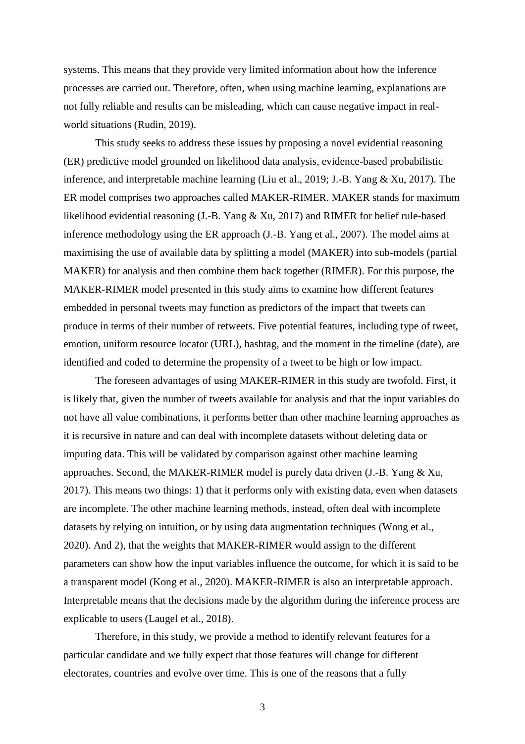systems. This means that they provide very limited information about how the inference processes are carried out. Therefore, often, when using machine learning, explanations are not fully reliable and results can be misleading, which can cause negative impact in real-world situations (Rudin, 2019).

This study seeks to address these issues by proposing a novel evidential reasoning (ER) predictive model grounded on likelihood data analysis, evidence-based probabilistic inference, and interpretable machine learning (Liu et al., 2019; J.-B. Yang & Xu, 2017). The ER model comprises two approaches called MAKER-RIMER. MAKER stands for maximum likelihood evidential reasoning (J.-B. Yang & Xu, 2017) and RIMER for belief rule-based inference methodology using the ER approach (J.-B. Yang et al., 2007). The model aims at maximising the use of available data by splitting a model (MAKER) into sub-models (partial MAKER) for analysis and then combine them back together (RIMER). For this purpose, the MAKER-RIMER model presented in this study aims to examine how different features embedded in personal tweets may function as predictors of the impact that tweets can produce in terms of their number of retweets. Five potential features, including type of tweet, emotion, uniform resource locator (URL), hashtag, and the moment in the timeline (date), are identified and coded to determine the propensity of a tweet to be high or low impact.

The foreseen advantages of using MAKER-RIMER in this study are twofold. First, it is likely that, given the number of tweets available for analysis and that the input variables do not have all value combinations, it performs better than other machine learning approaches as it is recursive in nature and can deal with incomplete datasets without deleting data or imputing data. This will be validated by comparison against other machine learning approaches. Second, the MAKER-RIMER model is purely data driven (J.-B. Yang & Xu, 2017). This means two things: 1) that it performs only with existing data, even when datasets are incomplete. The other machine learning methods, instead, often deal with incomplete datasets by relying on intuition, or by using data augmentation techniques (Wong et al., 2020). And 2), that the weights that MAKER-RIMER would assign to the different parameters can show how the input variables influence the outcome, for which it is said to be a transparent model (Kong et al., 2020). MAKER-RIMER is also an interpretable approach. Interpretable means that the decisions made by the algorithm during the inference process are explicable to users (Laugel et al., 2018).

Therefore, in this study, we provide a method to identify relevant features for a particular candidate and we fully expect that those features will change for different electorates, countries and evolve over time. This is one of the reasons that a fully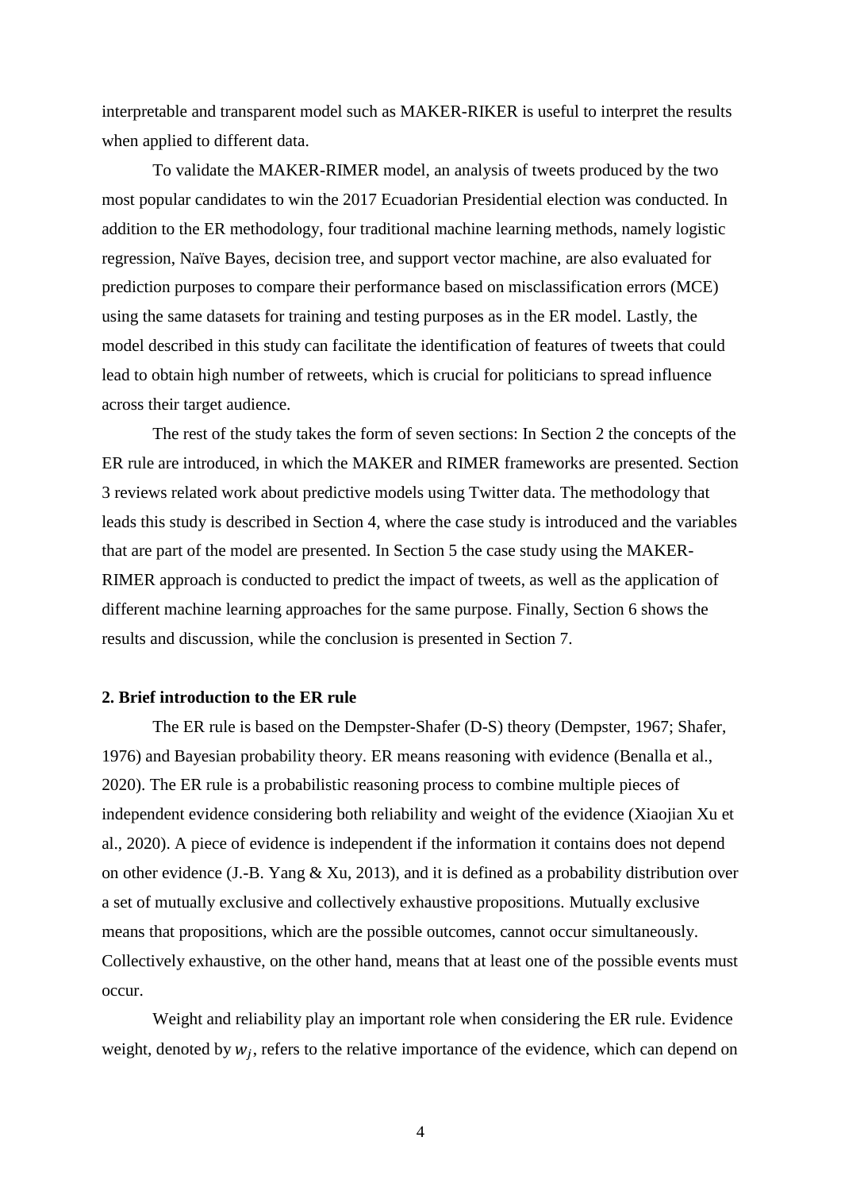interpretable and transparent model such as MAKER-RIKER is useful to interpret the results when applied to different data.

To validate the MAKER-RIMER model, an analysis of tweets produced by the two most popular candidates to win the 2017 Ecuadorian Presidential election was conducted. In addition to the ER methodology, four traditional machine learning methods, namely logistic regression, Naïve Bayes, decision tree, and support vector machine, are also evaluated for prediction purposes to compare their performance based on misclassification errors (MCE) using the same datasets for training and testing purposes as in the ER model. Lastly, the model described in this study can facilitate the identification of features of tweets that could lead to obtain high number of retweets, which is crucial for politicians to spread influence across their target audience.

The rest of the study takes the form of seven sections: In Section 2 the concepts of the ER rule are introduced, in which the MAKER and RIMER frameworks are presented. Section 3 reviews related work about predictive models using Twitter data. The methodology that leads this study is described in Section 4, where the case study is introduced and the variables that are part of the model are presented. In Section 5 the case study using the MAKER-RIMER approach is conducted to predict the impact of tweets, as well as the application of different machine learning approaches for the same purpose. Finally, Section 6 shows the results and discussion, while the conclusion is presented in Section 7.

## 2. Brief introduction to the ER rule

The ER rule is based on the Dempster-Shafer (D-S) theory (Dempster, 1967; Shafer, 1976) and Bayesian probability theory. ER means reasoning with evidence (Benalla et al., 2020). The ER rule is a probabilistic reasoning process to combine multiple pieces of independent evidence considering both reliability and weight of the evidence (Xiaojian Xu et al., 2020). A piece of evidence is independent if the information it contains does not depend on other evidence (J.-B. Yang & Xu, 2013), and it is defined as a probability distribution over a set of mutually exclusive and collectively exhaustive propositions. Mutually exclusive means that propositions, which are the possible outcomes, cannot occur simultaneously. Collectively exhaustive, on the other hand, means that at least one of the possible events must occur.

Weight and reliability play an important role when considering the ER rule. Evidence weight, denoted by $w_j$, refers to the relative importance of the evidence, which can depend on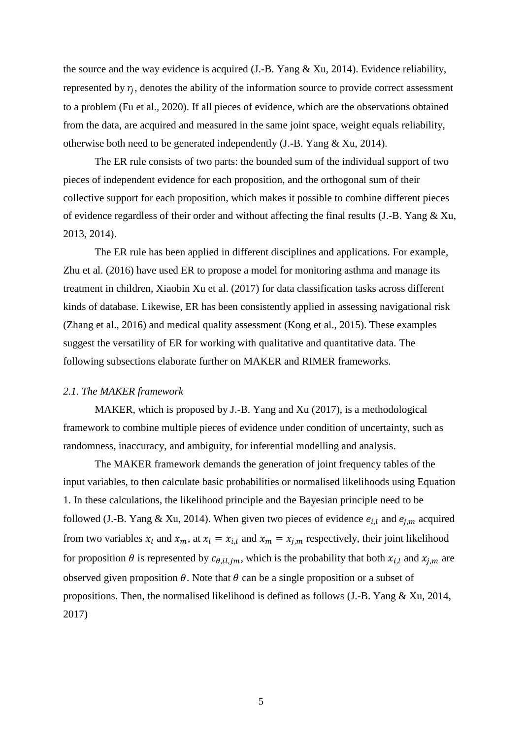the source and the way evidence is acquired (J.-B. Yang & Xu, 2014). Evidence reliability, represented by $r_j$, denotes the ability of the information source to provide correct assessment to a problem (Fu et al., 2020). If all pieces of evidence, which are the observations obtained from the data, are acquired and measured in the same joint space, weight equals reliability, otherwise both need to be generated independently (J.-B. Yang & Xu, 2014).

The ER rule consists of two parts: the bounded sum of the individual support of two pieces of independent evidence for each proposition, and the orthogonal sum of their collective support for each proposition, which makes it possible to combine different pieces of evidence regardless of their order and without affecting the final results (J.-B. Yang & Xu, 2013, 2014).

The ER rule has been applied in different disciplines and applications. For example, Zhu et al. (2016) have used ER to propose a model for monitoring asthma and manage its treatment in children, Xiaobin Xu et al. (2017) for data classification tasks across different kinds of database. Likewise, ER has been consistently applied in assessing navigational risk (Zhang et al., 2016) and medical quality assessment (Kong et al., 2015). These examples suggest the versatility of ER for working with qualitative and quantitative data. The following subsections elaborate further on MAKER and RIMER frameworks.

### *2.1. The MAKER framework*

MAKER, which is proposed by J.-B. Yang and Xu (2017), is a methodological framework to combine multiple pieces of evidence under condition of uncertainty, such as randomness, inaccuracy, and ambiguity, for inferential modelling and analysis.

The MAKER framework demands the generation of joint frequency tables of the input variables, to then calculate basic probabilities or normalised likelihoods using Equation 1. In these calculations, the likelihood principle and the Bayesian principle need to be followed (J.-B. Yang & Xu, 2014). When given two pieces of evidence $e_{i,l}$ and $e_{j,m}$ acquired from two variables $x_l$ and $x_m$, at $x_l = x_{i,l}$ and $x_m = x_{j,m}$ respectively, their joint likelihood for proposition $\theta$ is represented by $c_{\theta,il,jm}$, which is the probability that both $x_{i,l}$ and $x_{j,m}$ are observed given proposition $\theta$. Note that $\theta$ can be a single proposition or a subset of propositions. Then, the normalised likelihood is defined as follows (J.-B. Yang & Xu, 2014, 2017)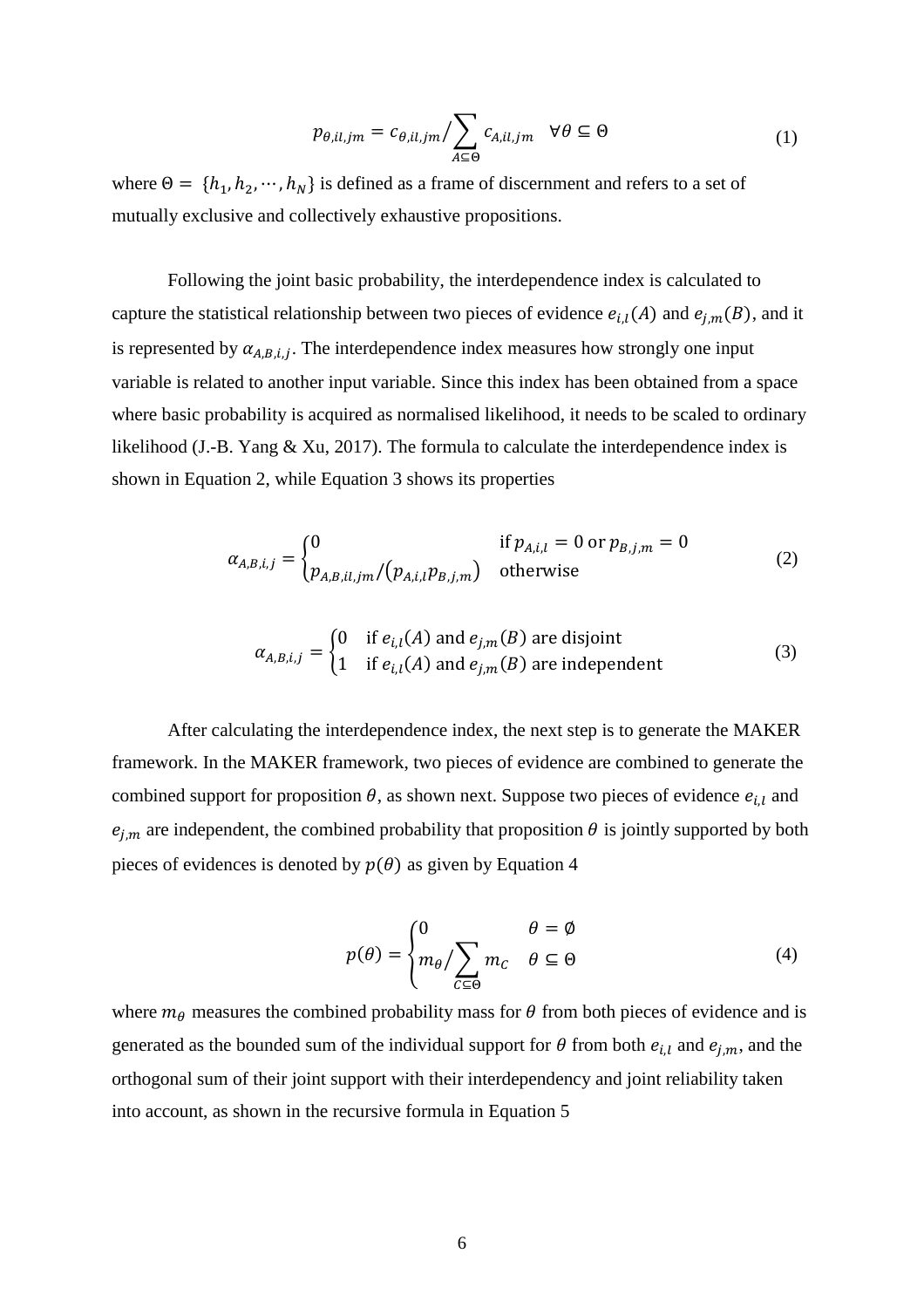$$p_{\theta,il,jm} = c_{\theta,il,jm} \Big/ \sum_{A \subseteq \Theta} c_{A,il,jm} \quad \forall \theta \subseteq \Theta \tag{1}$$

where $\Theta = \{h_1, h_2, \cdots, h_N\}$ is defined as a frame of discernment and refers to a set of mutually exclusive and collectively exhaustive propositions.

Following the joint basic probability, the interdependence index is calculated to capture the statistical relationship between two pieces of evidence $e_{i,l}(A)$ and $e_{j,m}(B)$, and it is represented by $\alpha_{A,B,i,j}$. The interdependence index measures how strongly one input variable is related to another input variable. Since this index has been obtained from a space where basic probability is acquired as normalised likelihood, it needs to be scaled to ordinary likelihood (J.-B. Yang & Xu, 2017). The formula to calculate the interdependence index is shown in Equation 2, while Equation 3 shows its properties

$$\alpha_{A,B,i,j} = \begin{cases} 0 & \text{if } p_{A,i,l} = 0 \text{ or } p_{B,j,m} = 0 \\ p_{A,B,il,jm} / (p_{A,i,l} \, p_{B,j,m}) & \text{otherwise} \end{cases} \tag{2}$$

$$\alpha_{A,B,i,j} = \begin{cases} 0 & \text{if } e_{i,l}(A) \text{ and } e_{j,m}(B) \text{ are disjoint} \\ 1 & \text{if } e_{i,l}(A) \text{ and } e_{j,m}(B) \text{ are independent} \end{cases} \tag{3}$$

After calculating the interdependence index, the next step is to generate the MAKER framework. In the MAKER framework, two pieces of evidence are combined to generate the combined support for proposition $\theta$, as shown next. Suppose two pieces of evidence $e_{i,l}$ and $e_{j,m}$ are independent, the combined probability that proposition $\theta$ is jointly supported by both pieces of evidences is denoted by $p(\theta)$ as given by Equation 4

$$p(\theta) = \begin{cases} 0 & \theta = \emptyset \\ m_\theta \Big/ \sum_{C \subseteq \Theta} m_C & \theta \subseteq \Theta \end{cases} \tag{4}$$

where $m_\theta$ measures the combined probability mass for $\theta$ from both pieces of evidence and is generated as the bounded sum of the individual support for $\theta$ from both $e_{i,l}$ and $e_{j,m}$, and the orthogonal sum of their joint support with their interdependency and joint reliability taken into account, as shown in the recursive formula in Equation 5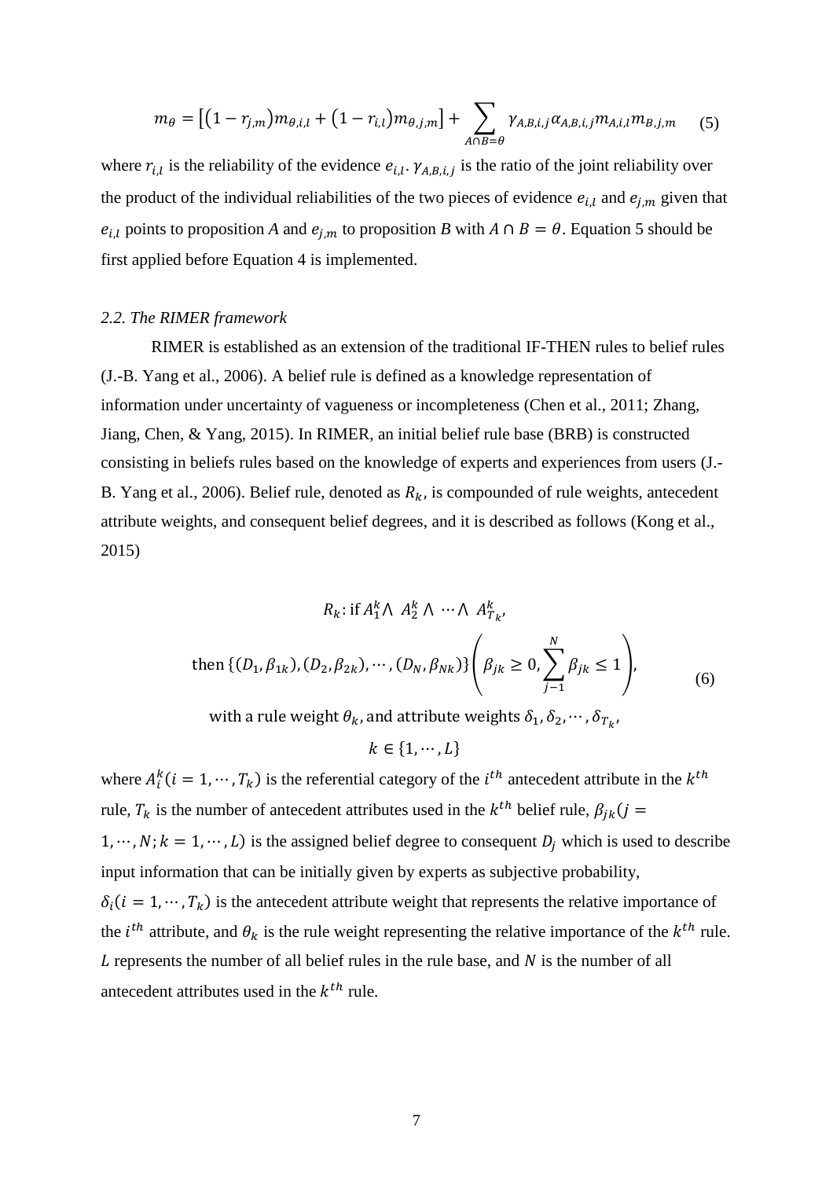$$m_{\theta} = \left[(1 - r_{j,m})m_{\theta,i,l} + (1 - r_{i,l})m_{\theta,j,m}\right] + \sum_{A \cap B = \theta} \gamma_{A,B,i,j}\alpha_{A,B,i,j}m_{A,i,l}m_{B,j,m} \quad (5)$$

where $r_{i,l}$ is the reliability of the evidence $e_{i,l}$. $\gamma_{A,B,i,j}$ is the ratio of the joint reliability over the product of the individual reliabilities of the two pieces of evidence $e_{i,l}$ and $e_{j,m}$ given that $e_{i,l}$ points to proposition *A* and $e_{j,m}$ to proposition *B* with $A \cap B = \theta$. Equation 5 should be first applied before Equation 4 is implemented.

*2.2. The RIMER framework*

RIMER is established as an extension of the traditional IF-THEN rules to belief rules (J.-B. Yang et al., 2006). A belief rule is defined as a knowledge representation of information under uncertainty of vagueness or incompleteness (Chen et al., 2011; Zhang, Jiang, Chen, & Yang, 2015). In RIMER, an initial belief rule base (BRB) is constructed consisting in beliefs rules based on the knowledge of experts and experiences from users (J.-B. Yang et al., 2006). Belief rule, denoted as $R_k$, is compounded of rule weights, antecedent attribute weights, and consequent belief degrees, and it is described as follows (Kong et al., 2015)

$$\begin{gathered} R_k\text{: if } A_1^k \wedge\ A_2^k \wedge \cdots \wedge\ A_{T_k}^k, \\ \text{then } \{(D_1, \beta_{1k}), (D_2, \beta_{2k}), \cdots, (D_N, \beta_{Nk})\} \left(\beta_{jk} \geq 0, \sum_{j-1}^{N} \beta_{jk} \leq 1\right), \\ \text{with a rule weight } \theta_k \text{, and attribute weights } \delta_1, \delta_2, \cdots, \delta_{T_k}, \\ k \in \{1, \cdots, L\} \end{gathered} \quad (6)$$

where $A_i^k (i = 1, \cdots, T_k)$ is the referential category of the $i^{th}$ antecedent attribute in the $k^{th}$ rule, $T_k$ is the number of antecedent attributes used in the $k^{th}$ belief rule, $\beta_{jk} (j = 1, \cdots, N; k = 1, \cdots, L)$ is the assigned belief degree to consequent $D_j$ which is used to describe input information that can be initially given by experts as subjective probability, $\delta_i (i = 1, \cdots, T_k)$ is the antecedent attribute weight that represents the relative importance of the $i^{th}$ attribute, and $\theta_k$ is the rule weight representing the relative importance of the $k^{th}$ rule. $L$ represents the number of all belief rules in the rule base, and $N$ is the number of all antecedent attributes used in the $k^{th}$ rule.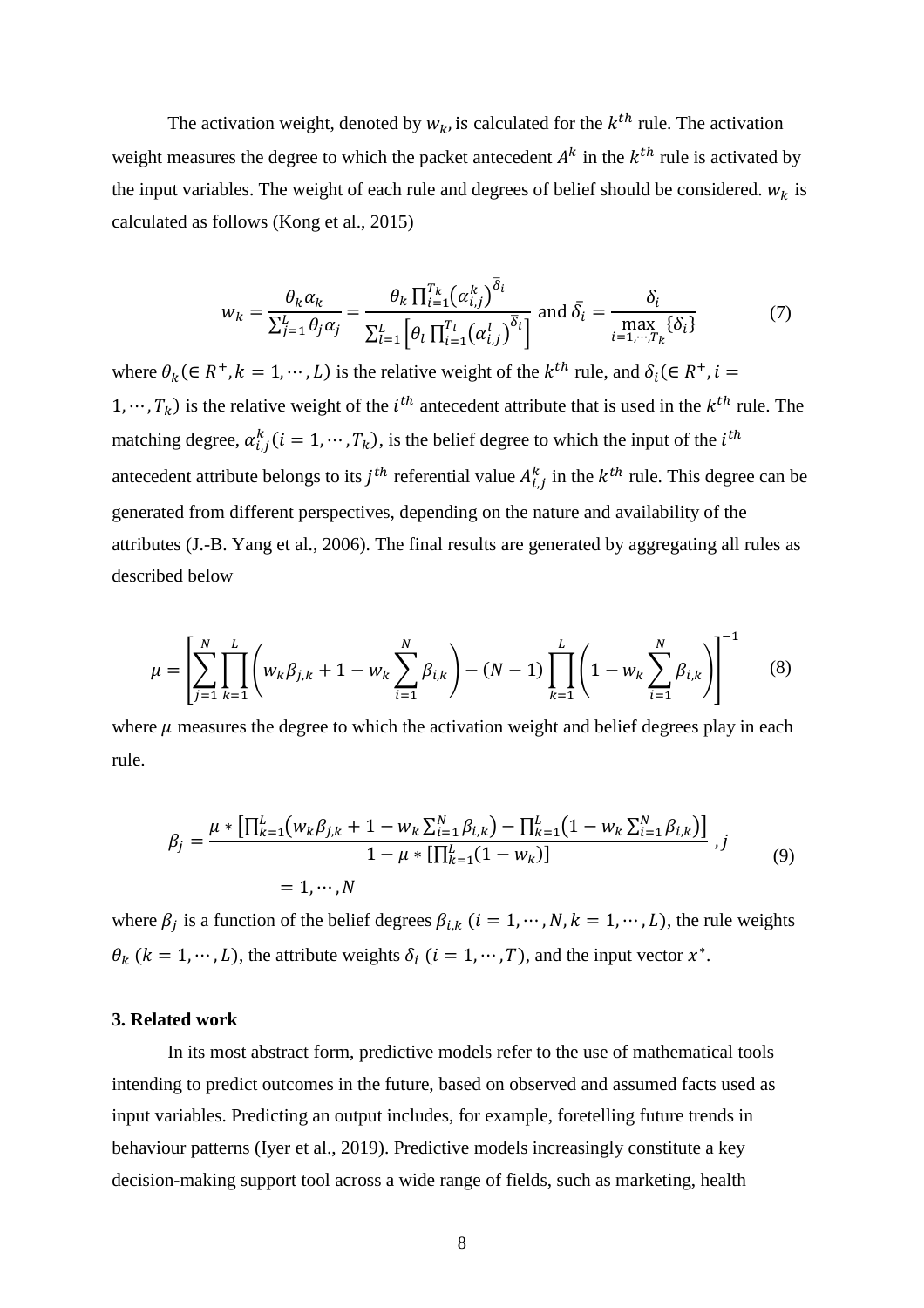The activation weight, denoted by $w_k$, is calculated for the $k^{th}$ rule. The activation weight measures the degree to which the packet antecedent $A^k$ in the $k^{th}$ rule is activated by the input variables. The weight of each rule and degrees of belief should be considered. $w_k$ is calculated as follows (Kong et al., 2015)

$$w_k = \frac{\theta_k \alpha_k}{\sum_{j=1}^{L} \theta_j \alpha_j} = \frac{\theta_k \prod_{i=1}^{T_k} \left(\alpha_{i,j}^k\right)^{\bar{\delta}_i}}{\sum_{l=1}^{L} \left[\theta_l \prod_{i=1}^{T_l} \left(\alpha_{i,j}^l\right)^{\bar{\delta}_i}\right]} \text{ and } \bar{\delta}_i = \frac{\delta_i}{\max\limits_{i=1,\cdots,T_k} \{\delta_i\}} \tag{7}$$

where $\theta_k (\in R^+, k = 1, \cdots, L)$ is the relative weight of the $k^{th}$ rule, and $\delta_i (\in R^+, i = 1, \cdots, T_k)$ is the relative weight of the $i^{th}$ antecedent attribute that is used in the $k^{th}$ rule. The matching degree, $\alpha_{i,j}^k (i = 1, \cdots, T_k)$, is the belief degree to which the input of the $i^{th}$ antecedent attribute belongs to its $j^{th}$ referential value $A_{i,j}^k$ in the $k^{th}$ rule. This degree can be generated from different perspectives, depending on the nature and availability of the attributes (J.-B. Yang et al., 2006). The final results are generated by aggregating all rules as described below

$$\mu = \left[\sum_{j=1}^{N} \prod_{k=1}^{L} \left(w_k \beta_{j,k} + 1 - w_k \sum_{i=1}^{N} \beta_{i,k}\right) - (N-1) \prod_{k=1}^{L} \left(1 - w_k \sum_{i=1}^{N} \beta_{i,k}\right)\right]^{-1} \tag{8}$$

where $\mu$ measures the degree to which the activation weight and belief degrees play in each rule.

$$\beta_j = \frac{\mu * \left[\prod_{k=1}^{L} \left(w_k \beta_{j,k} + 1 - w_k \sum_{i=1}^{N} \beta_{i,k}\right) - \prod_{k=1}^{L} \left(1 - w_k \sum_{i=1}^{N} \beta_{i,k}\right)\right]}{1 - \mu * \left[\prod_{k=1}^{L} (1 - w_k)\right]}, j = 1, \cdots, N \tag{9}$$

where $\beta_j$ is a function of the belief degrees $\beta_{i,k}$ $(i = 1, \cdots, N, k = 1, \cdots, L)$, the rule weights $\theta_k$ $(k = 1, \cdots, L)$, the attribute weights $\delta_i$ $(i = 1, \cdots, T)$, and the input vector $x^*$.

### 3. Related work

In its most abstract form, predictive models refer to the use of mathematical tools intending to predict outcomes in the future, based on observed and assumed facts used as input variables. Predicting an output includes, for example, foretelling future trends in behaviour patterns (Iyer et al., 2019). Predictive models increasingly constitute a key decision-making support tool across a wide range of fields, such as marketing, health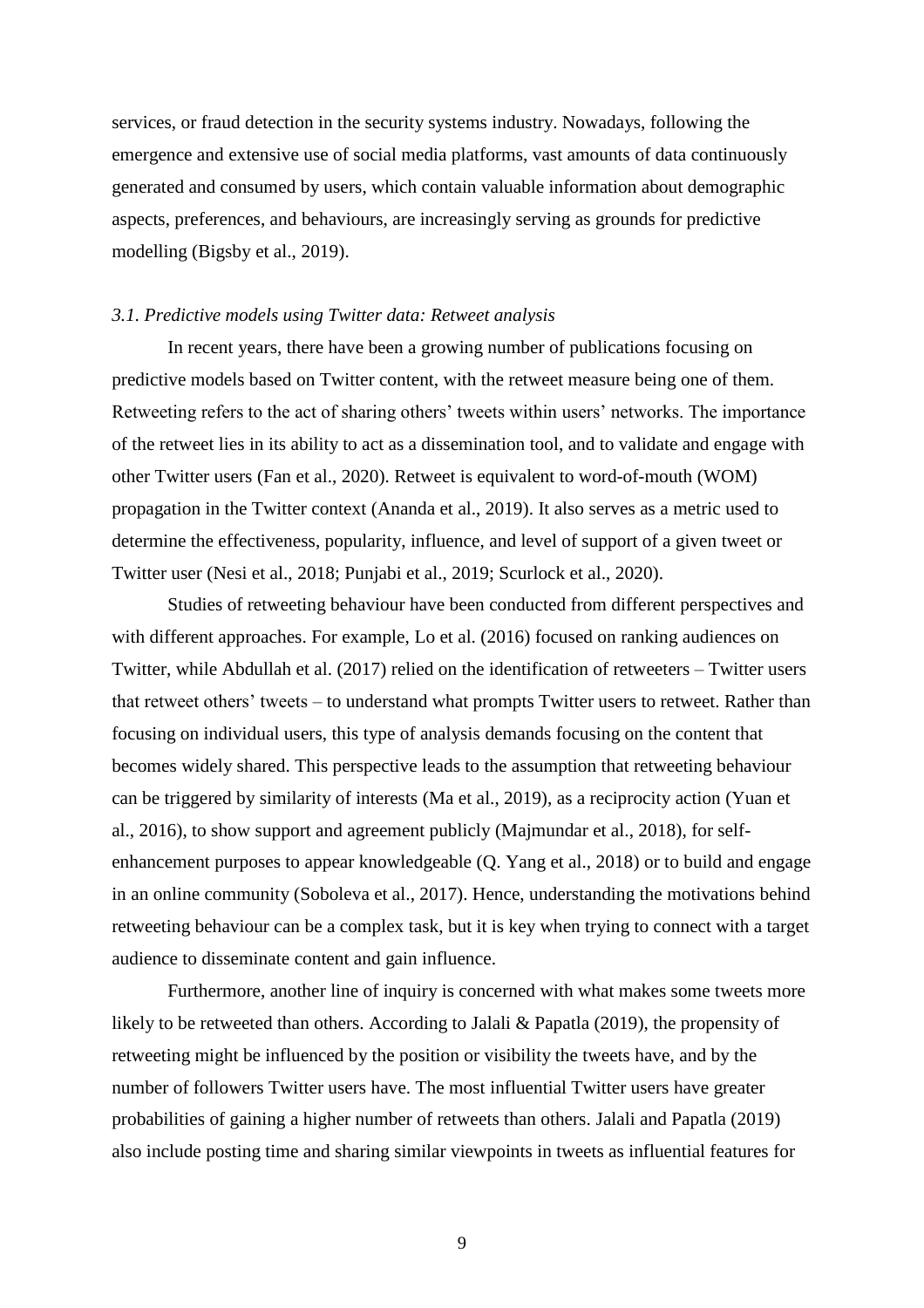services, or fraud detection in the security systems industry. Nowadays, following the emergence and extensive use of social media platforms, vast amounts of data continuously generated and consumed by users, which contain valuable information about demographic aspects, preferences, and behaviours, are increasingly serving as grounds for predictive modelling (Bigsby et al., 2019).

### *3.1. Predictive models using Twitter data: Retweet analysis*

In recent years, there have been a growing number of publications focusing on predictive models based on Twitter content, with the retweet measure being one of them. Retweeting refers to the act of sharing others' tweets within users' networks. The importance of the retweet lies in its ability to act as a dissemination tool, and to validate and engage with other Twitter users (Fan et al., 2020). Retweet is equivalent to word-of-mouth (WOM) propagation in the Twitter context (Ananda et al., 2019). It also serves as a metric used to determine the effectiveness, popularity, influence, and level of support of a given tweet or Twitter user (Nesi et al., 2018; Punjabi et al., 2019; Scurlock et al., 2020).

Studies of retweeting behaviour have been conducted from different perspectives and with different approaches. For example, Lo et al. (2016) focused on ranking audiences on Twitter, while Abdullah et al. (2017) relied on the identification of retweeters – Twitter users that retweet others' tweets – to understand what prompts Twitter users to retweet. Rather than focusing on individual users, this type of analysis demands focusing on the content that becomes widely shared. This perspective leads to the assumption that retweeting behaviour can be triggered by similarity of interests (Ma et al., 2019), as a reciprocity action (Yuan et al., 2016), to show support and agreement publicly (Majmundar et al., 2018), for self-enhancement purposes to appear knowledgeable (Q. Yang et al., 2018) or to build and engage in an online community (Soboleva et al., 2017). Hence, understanding the motivations behind retweeting behaviour can be a complex task, but it is key when trying to connect with a target audience to disseminate content and gain influence.

Furthermore, another line of inquiry is concerned with what makes some tweets more likely to be retweeted than others. According to Jalali & Papatla (2019), the propensity of retweeting might be influenced by the position or visibility the tweets have, and by the number of followers Twitter users have. The most influential Twitter users have greater probabilities of gaining a higher number of retweets than others. Jalali and Papatla (2019) also include posting time and sharing similar viewpoints in tweets as influential features for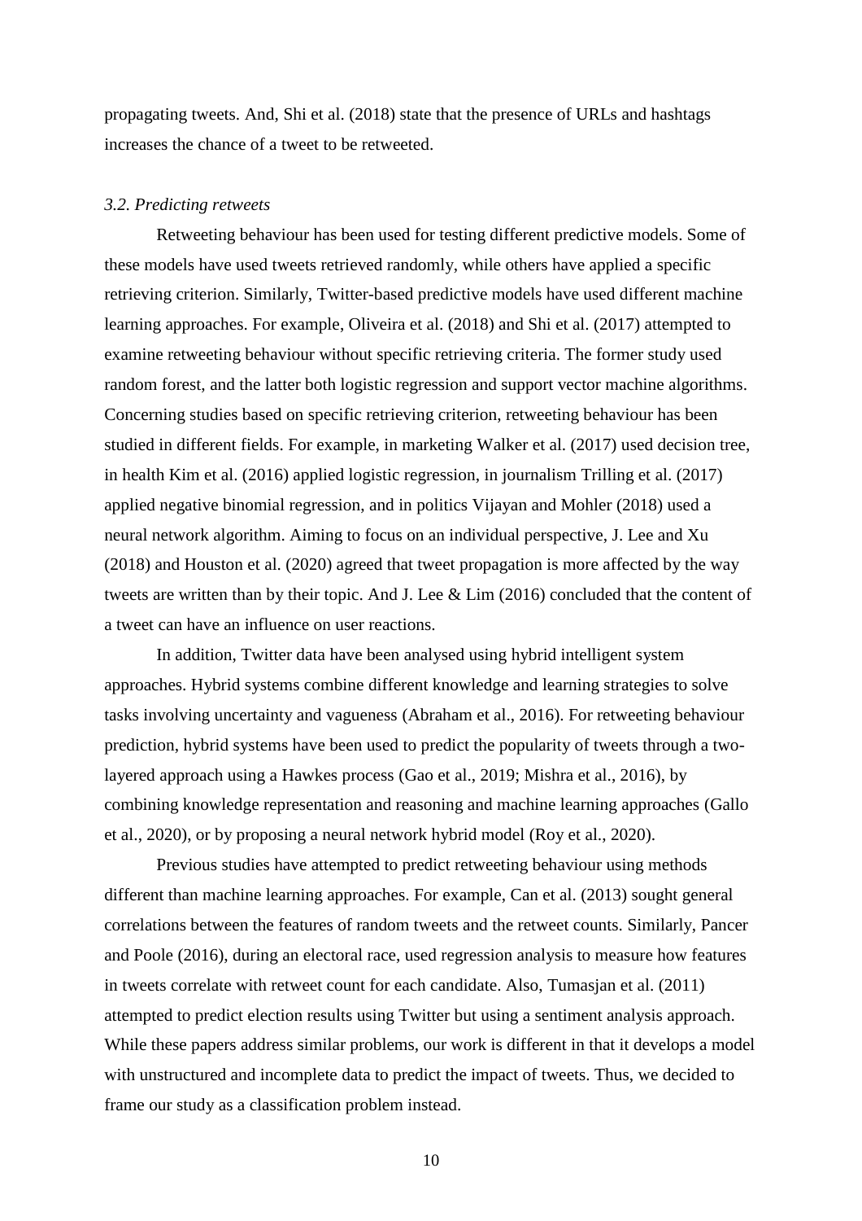propagating tweets. And, Shi et al. (2018) state that the presence of URLs and hashtags increases the chance of a tweet to be retweeted.

### *3.2. Predicting retweets*

Retweeting behaviour has been used for testing different predictive models. Some of these models have used tweets retrieved randomly, while others have applied a specific retrieving criterion. Similarly, Twitter-based predictive models have used different machine learning approaches. For example, Oliveira et al. (2018) and Shi et al. (2017) attempted to examine retweeting behaviour without specific retrieving criteria. The former study used random forest, and the latter both logistic regression and support vector machine algorithms. Concerning studies based on specific retrieving criterion, retweeting behaviour has been studied in different fields. For example, in marketing Walker et al. (2017) used decision tree, in health Kim et al. (2016) applied logistic regression, in journalism Trilling et al. (2017) applied negative binomial regression, and in politics Vijayan and Mohler (2018) used a neural network algorithm. Aiming to focus on an individual perspective, J. Lee and Xu (2018) and Houston et al. (2020) agreed that tweet propagation is more affected by the way tweets are written than by their topic. And J. Lee & Lim (2016) concluded that the content of a tweet can have an influence on user reactions.

In addition, Twitter data have been analysed using hybrid intelligent system approaches. Hybrid systems combine different knowledge and learning strategies to solve tasks involving uncertainty and vagueness (Abraham et al., 2016). For retweeting behaviour prediction, hybrid systems have been used to predict the popularity of tweets through a two-layered approach using a Hawkes process (Gao et al., 2019; Mishra et al., 2016), by combining knowledge representation and reasoning and machine learning approaches (Gallo et al., 2020), or by proposing a neural network hybrid model (Roy et al., 2020).

Previous studies have attempted to predict retweeting behaviour using methods different than machine learning approaches. For example, Can et al. (2013) sought general correlations between the features of random tweets and the retweet counts. Similarly, Pancer and Poole (2016), during an electoral race, used regression analysis to measure how features in tweets correlate with retweet count for each candidate. Also, Tumasjan et al. (2011) attempted to predict election results using Twitter but using a sentiment analysis approach. While these papers address similar problems, our work is different in that it develops a model with unstructured and incomplete data to predict the impact of tweets. Thus, we decided to frame our study as a classification problem instead.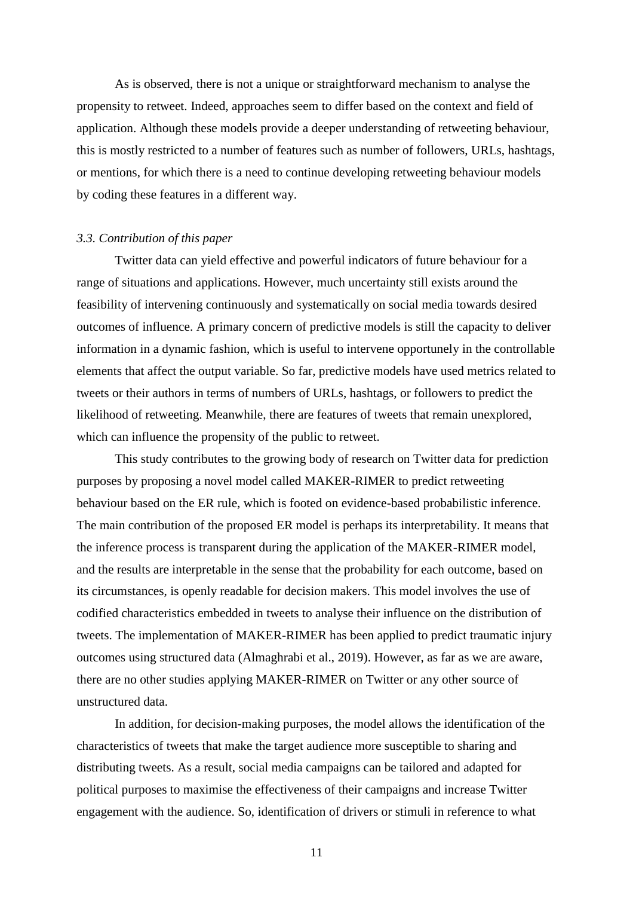As is observed, there is not a unique or straightforward mechanism to analyse the propensity to retweet. Indeed, approaches seem to differ based on the context and field of application. Although these models provide a deeper understanding of retweeting behaviour, this is mostly restricted to a number of features such as number of followers, URLs, hashtags, or mentions, for which there is a need to continue developing retweeting behaviour models by coding these features in a different way.

### *3.3. Contribution of this paper*

Twitter data can yield effective and powerful indicators of future behaviour for a range of situations and applications. However, much uncertainty still exists around the feasibility of intervening continuously and systematically on social media towards desired outcomes of influence. A primary concern of predictive models is still the capacity to deliver information in a dynamic fashion, which is useful to intervene opportunely in the controllable elements that affect the output variable. So far, predictive models have used metrics related to tweets or their authors in terms of numbers of URLs, hashtags, or followers to predict the likelihood of retweeting. Meanwhile, there are features of tweets that remain unexplored, which can influence the propensity of the public to retweet.

This study contributes to the growing body of research on Twitter data for prediction purposes by proposing a novel model called MAKER-RIMER to predict retweeting behaviour based on the ER rule, which is footed on evidence-based probabilistic inference. The main contribution of the proposed ER model is perhaps its interpretability. It means that the inference process is transparent during the application of the MAKER-RIMER model, and the results are interpretable in the sense that the probability for each outcome, based on its circumstances, is openly readable for decision makers. This model involves the use of codified characteristics embedded in tweets to analyse their influence on the distribution of tweets. The implementation of MAKER-RIMER has been applied to predict traumatic injury outcomes using structured data (Almaghrabi et al., 2019). However, as far as we are aware, there are no other studies applying MAKER-RIMER on Twitter or any other source of unstructured data.

In addition, for decision-making purposes, the model allows the identification of the characteristics of tweets that make the target audience more susceptible to sharing and distributing tweets. As a result, social media campaigns can be tailored and adapted for political purposes to maximise the effectiveness of their campaigns and increase Twitter engagement with the audience. So, identification of drivers or stimuli in reference to what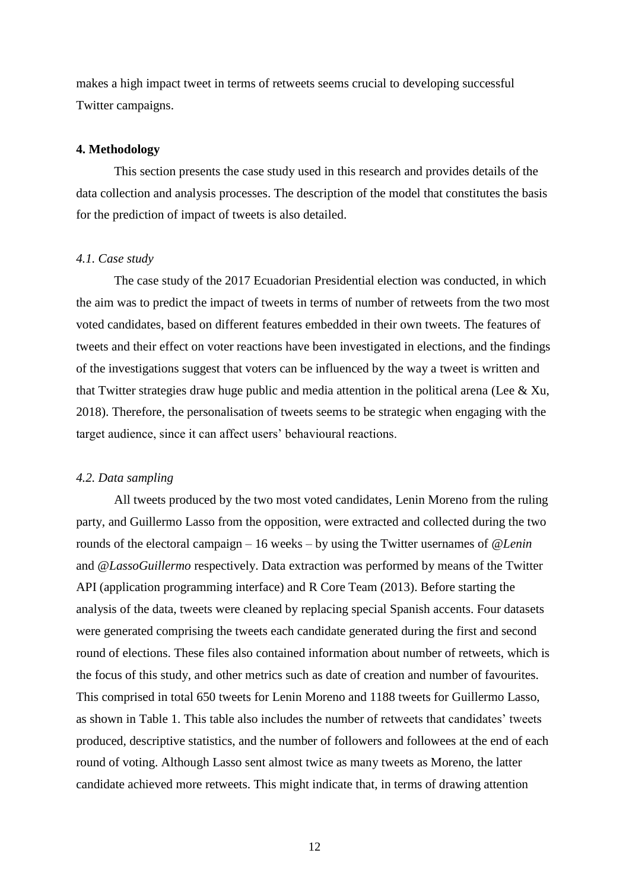makes a high impact tweet in terms of retweets seems crucial to developing successful Twitter campaigns.

## 4. Methodology

This section presents the case study used in this research and provides details of the data collection and analysis processes. The description of the model that constitutes the basis for the prediction of impact of tweets is also detailed.

### *4.1. Case study*

The case study of the 2017 Ecuadorian Presidential election was conducted, in which the aim was to predict the impact of tweets in terms of number of retweets from the two most voted candidates, based on different features embedded in their own tweets. The features of tweets and their effect on voter reactions have been investigated in elections, and the findings of the investigations suggest that voters can be influenced by the way a tweet is written and that Twitter strategies draw huge public and media attention in the political arena (Lee & Xu, 2018). Therefore, the personalisation of tweets seems to be strategic when engaging with the target audience, since it can affect users' behavioural reactions.

### *4.2. Data sampling*

All tweets produced by the two most voted candidates, Lenin Moreno from the ruling party, and Guillermo Lasso from the opposition, were extracted and collected during the two rounds of the electoral campaign – 16 weeks – by using the Twitter usernames of *@Lenin* and *@LassoGuillermo* respectively. Data extraction was performed by means of the Twitter API (application programming interface) and R Core Team (2013). Before starting the analysis of the data, tweets were cleaned by replacing special Spanish accents. Four datasets were generated comprising the tweets each candidate generated during the first and second round of elections. These files also contained information about number of retweets, which is the focus of this study, and other metrics such as date of creation and number of favourites. This comprised in total 650 tweets for Lenin Moreno and 1188 tweets for Guillermo Lasso, as shown in Table 1. This table also includes the number of retweets that candidates' tweets produced, descriptive statistics, and the number of followers and followees at the end of each round of voting. Although Lasso sent almost twice as many tweets as Moreno, the latter candidate achieved more retweets. This might indicate that, in terms of drawing attention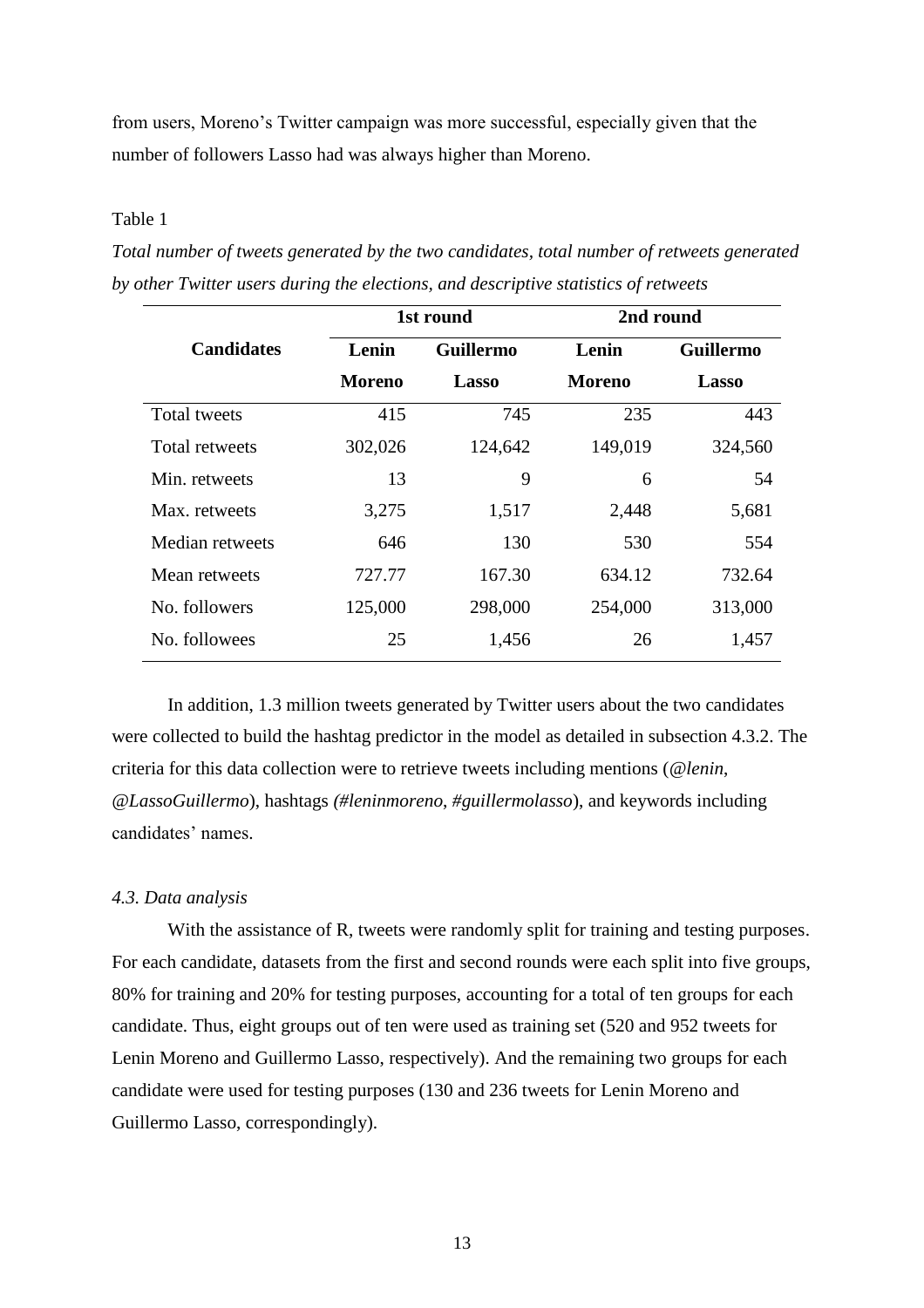from users, Moreno's Twitter campaign was more successful, especially given that the number of followers Lasso had was always higher than Moreno.

Table 1

*Total number of tweets generated by the two candidates, total number of retweets generated by other Twitter users during the elections, and descriptive statistics of retweets*

| Candidates | 1st round | | 2nd round | |
|---|---|---|---|---|
| | **Lenin Moreno** | **Guillermo Lasso** | **Lenin Moreno** | **Guillermo Lasso** |
| Total tweets | 415 | 745 | 235 | 443 |
| Total retweets | 302,026 | 124,642 | 149,019 | 324,560 |
| Min. retweets | 13 | 9 | 6 | 54 |
| Max. retweets | 3,275 | 1,517 | 2,448 | 5,681 |
| Median retweets | 646 | 130 | 530 | 554 |
| Mean retweets | 727.77 | 167.30 | 634.12 | 732.64 |
| No. followers | 125,000 | 298,000 | 254,000 | 313,000 |
| No. followees | 25 | 1,456 | 26 | 1,457 |

In addition, 1.3 million tweets generated by Twitter users about the two candidates were collected to build the hashtag predictor in the model as detailed in subsection 4.3.2. The criteria for this data collection were to retrieve tweets including mentions (*@lenin*, *@LassoGuillermo*), hashtags *(#leninmoreno*, *#guillermolasso*), and keywords including candidates' names.

*4.3. Data analysis*

With the assistance of R, tweets were randomly split for training and testing purposes. For each candidate, datasets from the first and second rounds were each split into five groups, 80% for training and 20% for testing purposes, accounting for a total of ten groups for each candidate. Thus, eight groups out of ten were used as training set (520 and 952 tweets for Lenin Moreno and Guillermo Lasso, respectively). And the remaining two groups for each candidate were used for testing purposes (130 and 236 tweets for Lenin Moreno and Guillermo Lasso, correspondingly).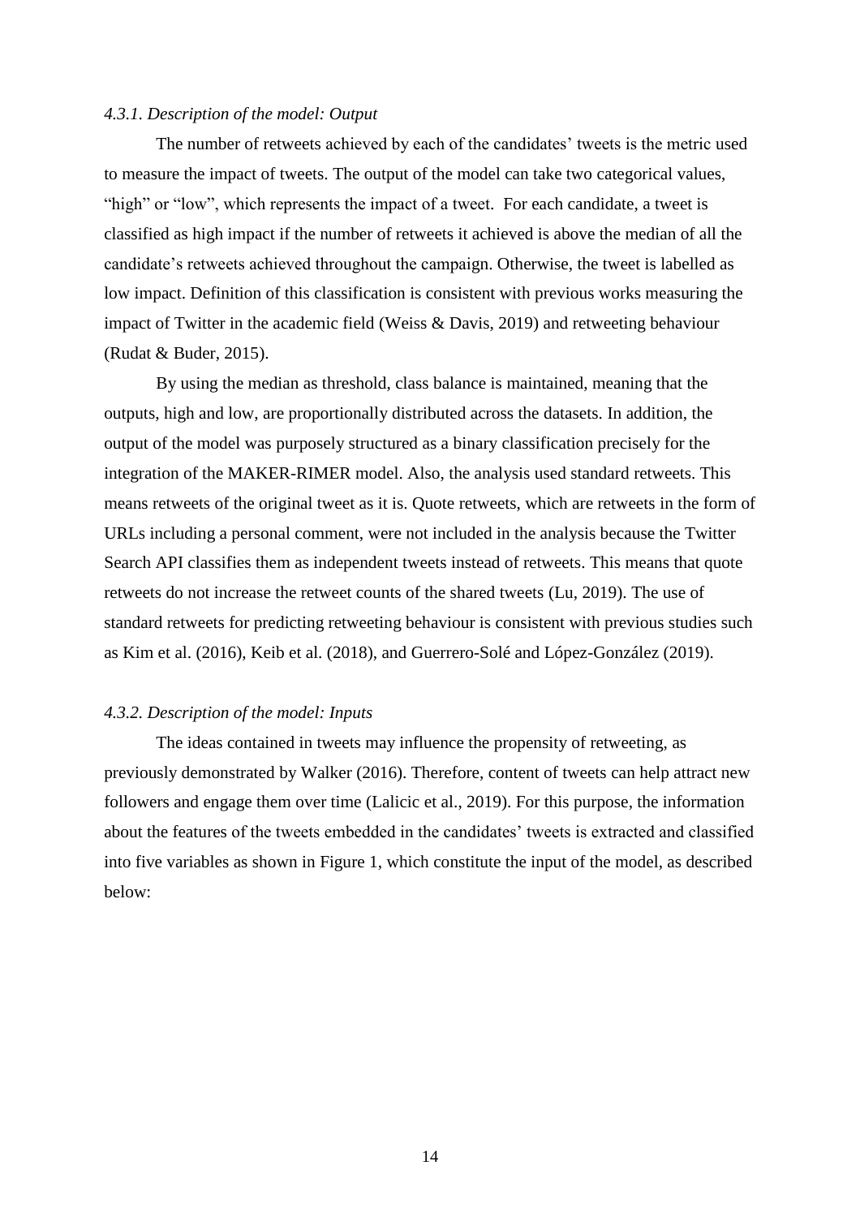*4.3.1. Description of the model: Output*

The number of retweets achieved by each of the candidates' tweets is the metric used to measure the impact of tweets. The output of the model can take two categorical values, "high" or "low", which represents the impact of a tweet. For each candidate, a tweet is classified as high impact if the number of retweets it achieved is above the median of all the candidate's retweets achieved throughout the campaign. Otherwise, the tweet is labelled as low impact. Definition of this classification is consistent with previous works measuring the impact of Twitter in the academic field (Weiss & Davis, 2019) and retweeting behaviour (Rudat & Buder, 2015).

By using the median as threshold, class balance is maintained, meaning that the outputs, high and low, are proportionally distributed across the datasets. In addition, the output of the model was purposely structured as a binary classification precisely for the integration of the MAKER-RIMER model. Also, the analysis used standard retweets. This means retweets of the original tweet as it is. Quote retweets, which are retweets in the form of URLs including a personal comment, were not included in the analysis because the Twitter Search API classifies them as independent tweets instead of retweets. This means that quote retweets do not increase the retweet counts of the shared tweets (Lu, 2019). The use of standard retweets for predicting retweeting behaviour is consistent with previous studies such as Kim et al. (2016), Keib et al. (2018), and Guerrero-Solé and López-González (2019).

*4.3.2. Description of the model: Inputs*

The ideas contained in tweets may influence the propensity of retweeting, as previously demonstrated by Walker (2016). Therefore, content of tweets can help attract new followers and engage them over time (Lalicic et al., 2019). For this purpose, the information about the features of the tweets embedded in the candidates' tweets is extracted and classified into five variables as shown in Figure 1, which constitute the input of the model, as described below: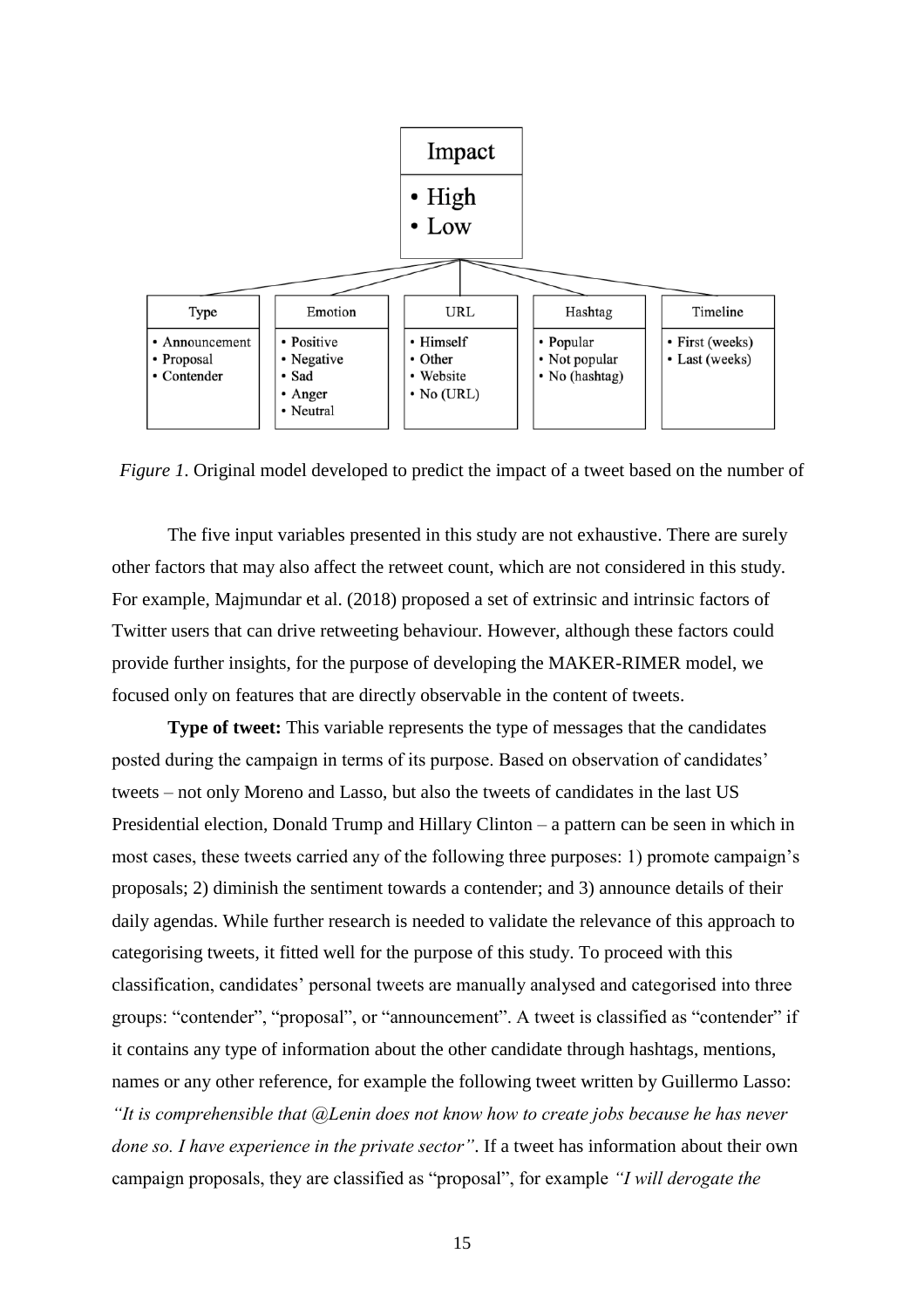| Impact |
| --- |
| • High<br>• Low |

| Type | Emotion | URL | Hashtag | Timeline |
| --- | --- | --- | --- | --- |
| • Announcement<br>• Proposal<br>• Contender | • Positive<br>• Negative<br>• Sad<br>• Anger<br>• Neutral | • Himself<br>• Other<br>• Website<br>• No (URL) | • Popular<br>• Not popular<br>• No (hashtag) | • First (weeks)<br>• Last (weeks) |

*Figure 1*. Original model developed to predict the impact of a tweet based on the number of

The five input variables presented in this study are not exhaustive. There are surely other factors that may also affect the retweet count, which are not considered in this study. For example, Majmundar et al. (2018) proposed a set of extrinsic and intrinsic factors of Twitter users that can drive retweeting behaviour. However, although these factors could provide further insights, for the purpose of developing the MAKER-RIMER model, we focused only on features that are directly observable in the content of tweets.

**Type of tweet:** This variable represents the type of messages that the candidates posted during the campaign in terms of its purpose. Based on observation of candidates' tweets – not only Moreno and Lasso, but also the tweets of candidates in the last US Presidential election, Donald Trump and Hillary Clinton – a pattern can be seen in which in most cases, these tweets carried any of the following three purposes: 1) promote campaign's proposals; 2) diminish the sentiment towards a contender; and 3) announce details of their daily agendas. While further research is needed to validate the relevance of this approach to categorising tweets, it fitted well for the purpose of this study. To proceed with this classification, candidates' personal tweets are manually analysed and categorised into three groups: "contender", "proposal", or "announcement". A tweet is classified as "contender" if it contains any type of information about the other candidate through hashtags, mentions, names or any other reference, for example the following tweet written by Guillermo Lasso: *"It is comprehensible that @Lenin does not know how to create jobs because he has never done so. I have experience in the private sector"*. If a tweet has information about their own campaign proposals, they are classified as "proposal", for example *"I will derogate the*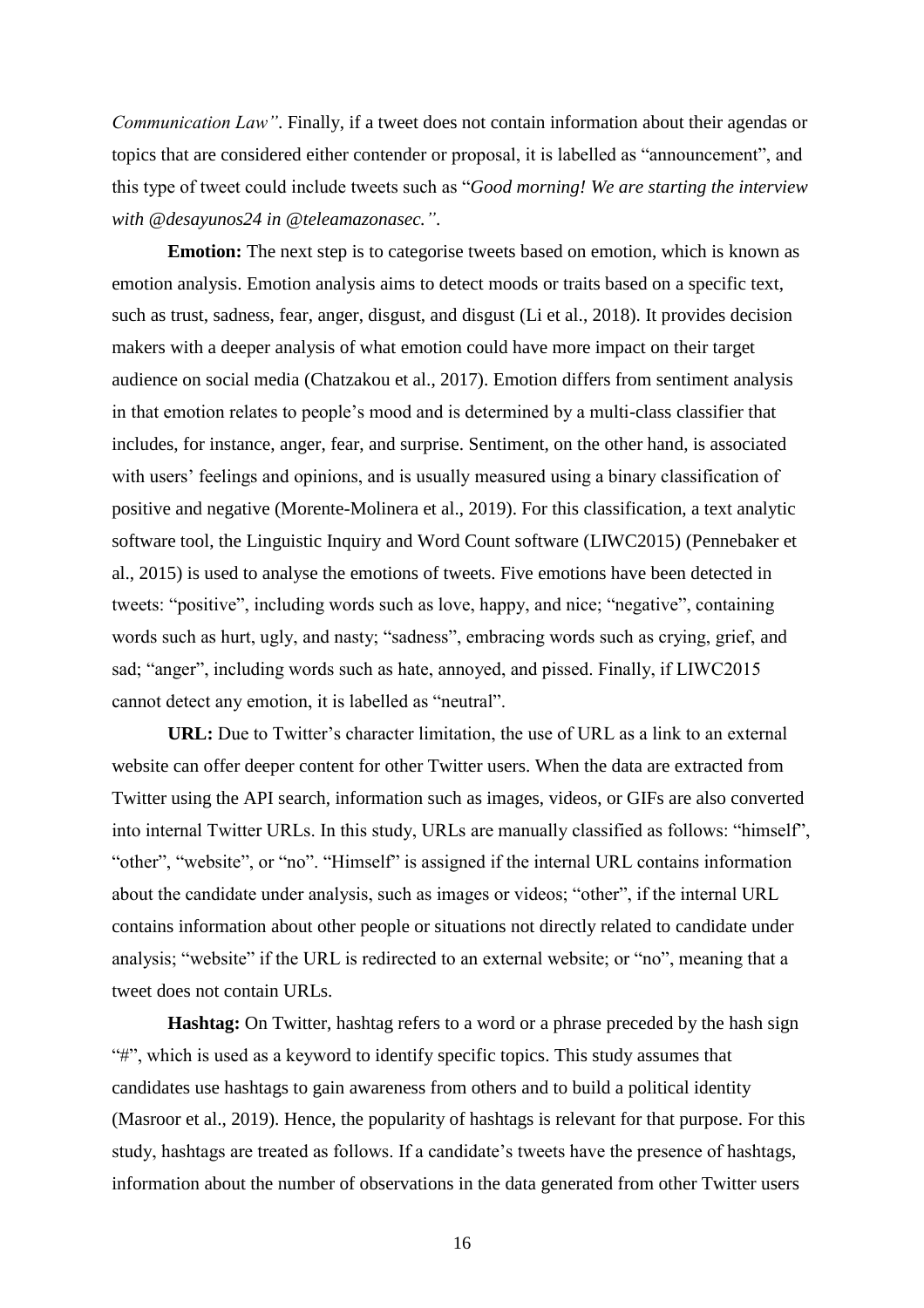*Communication Law"*. Finally, if a tweet does not contain information about their agendas or topics that are considered either contender or proposal, it is labelled as "announcement", and this type of tweet could include tweets such as "*Good morning! We are starting the interview with @desayunos24 in @teleamazonasec."*.

**Emotion:** The next step is to categorise tweets based on emotion, which is known as emotion analysis. Emotion analysis aims to detect moods or traits based on a specific text, such as trust, sadness, fear, anger, disgust, and disgust (Li et al., 2018). It provides decision makers with a deeper analysis of what emotion could have more impact on their target audience on social media (Chatzakou et al., 2017). Emotion differs from sentiment analysis in that emotion relates to people's mood and is determined by a multi-class classifier that includes, for instance, anger, fear, and surprise. Sentiment, on the other hand, is associated with users' feelings and opinions, and is usually measured using a binary classification of positive and negative (Morente-Molinera et al., 2019). For this classification, a text analytic software tool, the Linguistic Inquiry and Word Count software (LIWC2015) (Pennebaker et al., 2015) is used to analyse the emotions of tweets. Five emotions have been detected in tweets: "positive", including words such as love, happy, and nice; "negative", containing words such as hurt, ugly, and nasty; "sadness", embracing words such as crying, grief, and sad; "anger", including words such as hate, annoyed, and pissed. Finally, if LIWC2015 cannot detect any emotion, it is labelled as "neutral".

**URL:** Due to Twitter's character limitation, the use of URL as a link to an external website can offer deeper content for other Twitter users. When the data are extracted from Twitter using the API search, information such as images, videos, or GIFs are also converted into internal Twitter URLs. In this study, URLs are manually classified as follows: "himself", "other", "website", or "no". "Himself" is assigned if the internal URL contains information about the candidate under analysis, such as images or videos; "other", if the internal URL contains information about other people or situations not directly related to candidate under analysis; "website" if the URL is redirected to an external website; or "no", meaning that a tweet does not contain URLs.

**Hashtag:** On Twitter, hashtag refers to a word or a phrase preceded by the hash sign "#", which is used as a keyword to identify specific topics. This study assumes that candidates use hashtags to gain awareness from others and to build a political identity (Masroor et al., 2019). Hence, the popularity of hashtags is relevant for that purpose. For this study, hashtags are treated as follows. If a candidate's tweets have the presence of hashtags, information about the number of observations in the data generated from other Twitter users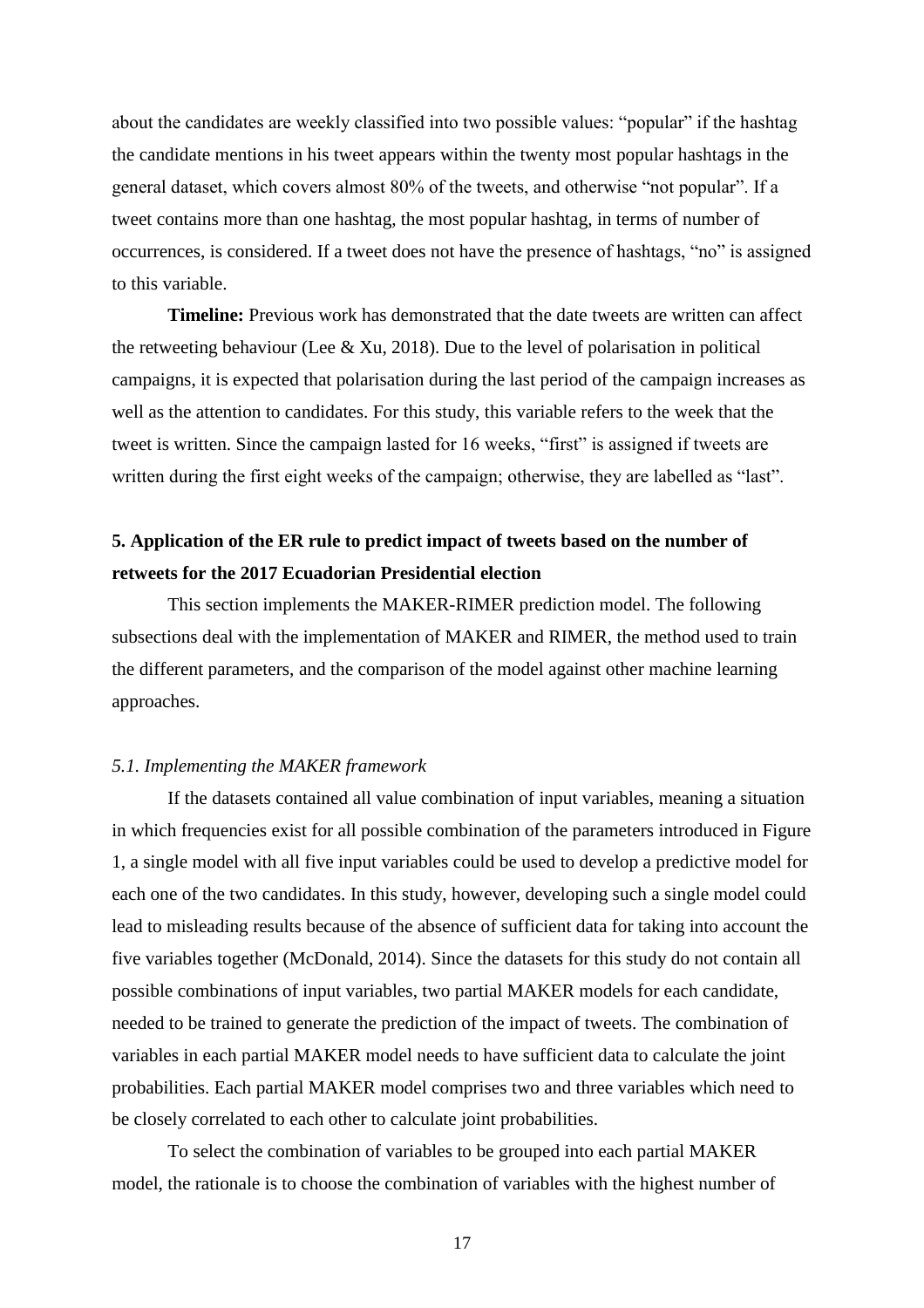about the candidates are weekly classified into two possible values: "popular" if the hashtag the candidate mentions in his tweet appears within the twenty most popular hashtags in the general dataset, which covers almost 80% of the tweets, and otherwise "not popular". If a tweet contains more than one hashtag, the most popular hashtag, in terms of number of occurrences, is considered. If a tweet does not have the presence of hashtags, "no" is assigned to this variable.

**Timeline:** Previous work has demonstrated that the date tweets are written can affect the retweeting behaviour (Lee & Xu, 2018). Due to the level of polarisation in political campaigns, it is expected that polarisation during the last period of the campaign increases as well as the attention to candidates. For this study, this variable refers to the week that the tweet is written. Since the campaign lasted for 16 weeks, "first" is assigned if tweets are written during the first eight weeks of the campaign; otherwise, they are labelled as "last".

## 5. Application of the ER rule to predict impact of tweets based on the number of retweets for the 2017 Ecuadorian Presidential election

This section implements the MAKER-RIMER prediction model. The following subsections deal with the implementation of MAKER and RIMER, the method used to train the different parameters, and the comparison of the model against other machine learning approaches.

### *5.1. Implementing the MAKER framework*

If the datasets contained all value combination of input variables, meaning a situation in which frequencies exist for all possible combination of the parameters introduced in Figure 1, a single model with all five input variables could be used to develop a predictive model for each one of the two candidates. In this study, however, developing such a single model could lead to misleading results because of the absence of sufficient data for taking into account the five variables together (McDonald, 2014). Since the datasets for this study do not contain all possible combinations of input variables, two partial MAKER models for each candidate, needed to be trained to generate the prediction of the impact of tweets. The combination of variables in each partial MAKER model needs to have sufficient data to calculate the joint probabilities. Each partial MAKER model comprises two and three variables which need to be closely correlated to each other to calculate joint probabilities.

To select the combination of variables to be grouped into each partial MAKER model, the rationale is to choose the combination of variables with the highest number of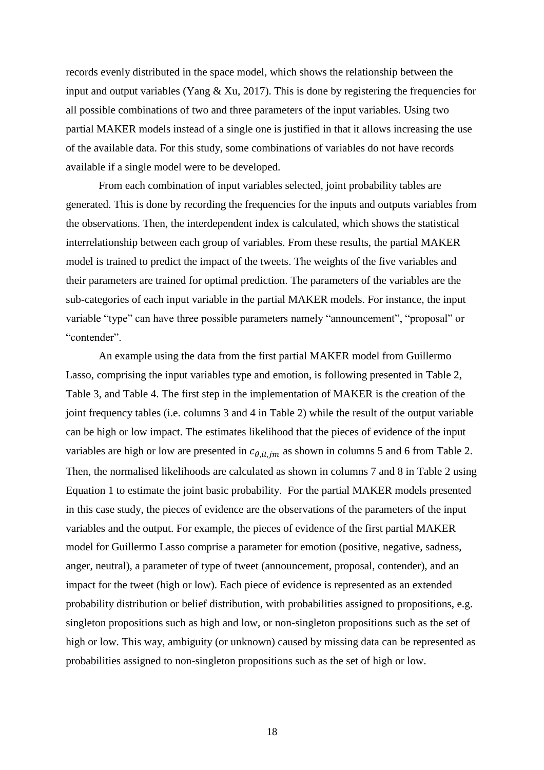records evenly distributed in the space model, which shows the relationship between the input and output variables (Yang & Xu, 2017). This is done by registering the frequencies for all possible combinations of two and three parameters of the input variables. Using two partial MAKER models instead of a single one is justified in that it allows increasing the use of the available data. For this study, some combinations of variables do not have records available if a single model were to be developed.

From each combination of input variables selected, joint probability tables are generated. This is done by recording the frequencies for the inputs and outputs variables from the observations. Then, the interdependent index is calculated, which shows the statistical interrelationship between each group of variables. From these results, the partial MAKER model is trained to predict the impact of the tweets. The weights of the five variables and their parameters are trained for optimal prediction. The parameters of the variables are the sub-categories of each input variable in the partial MAKER models. For instance, the input variable "type" can have three possible parameters namely "announcement", "proposal" or "contender".

An example using the data from the first partial MAKER model from Guillermo Lasso, comprising the input variables type and emotion, is following presented in Table 2, Table 3, and Table 4. The first step in the implementation of MAKER is the creation of the joint frequency tables (i.e. columns 3 and 4 in Table 2) while the result of the output variable can be high or low impact. The estimates likelihood that the pieces of evidence of the input variables are high or low are presented in $c_{\theta,il,jm}$ as shown in columns 5 and 6 from Table 2. Then, the normalised likelihoods are calculated as shown in columns 7 and 8 in Table 2 using Equation 1 to estimate the joint basic probability. For the partial MAKER models presented in this case study, the pieces of evidence are the observations of the parameters of the input variables and the output. For example, the pieces of evidence of the first partial MAKER model for Guillermo Lasso comprise a parameter for emotion (positive, negative, sadness, anger, neutral), a parameter of type of tweet (announcement, proposal, contender), and an impact for the tweet (high or low). Each piece of evidence is represented as an extended probability distribution or belief distribution, with probabilities assigned to propositions, e.g. singleton propositions such as high and low, or non-singleton propositions such as the set of high or low. This way, ambiguity (or unknown) caused by missing data can be represented as probabilities assigned to non-singleton propositions such as the set of high or low.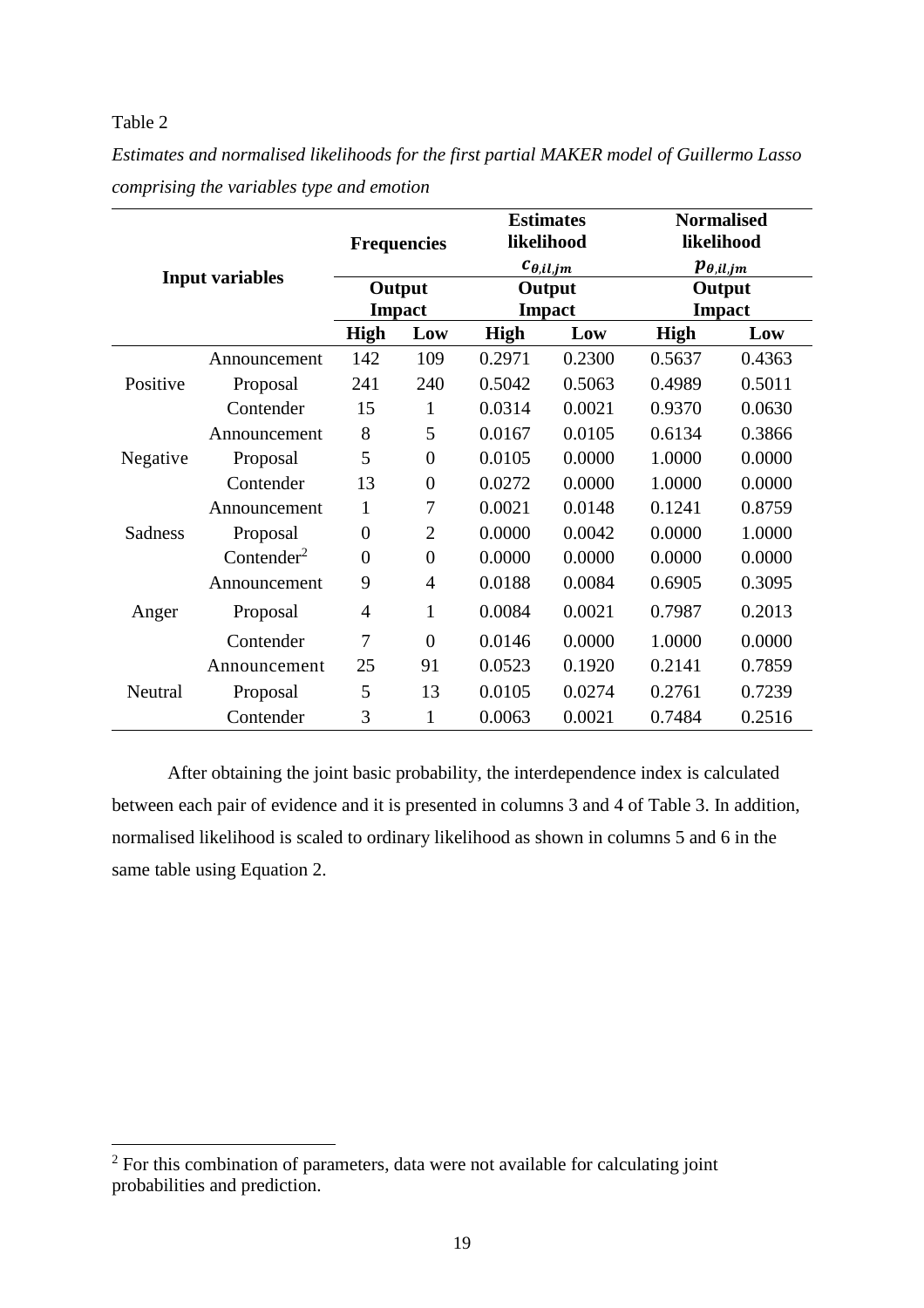Table 2

*Estimates and normalised likelihoods for the first partial MAKER model of Guillermo Lasso comprising the variables type and emotion*

| Input variables | | Frequencies | | Estimates likelihood $c_{\theta,il,jm}$ | | Normalised likelihood $p_{\theta,il,jm}$ | |
|---|---|---|---|---|---|---|---|
| | | Output Impact | | Output Impact | | Output Impact | |
| | | **High** | **Low** | **High** | **Low** | **High** | **Low** |
| Positive | Announcement | 142 | 109 | 0.2971 | 0.2300 | 0.5637 | 0.4363 |
| | Proposal | 241 | 240 | 0.5042 | 0.5063 | 0.4989 | 0.5011 |
| | Contender | 15 | 1 | 0.0314 | 0.0021 | 0.9370 | 0.0630 |
| Negative | Announcement | 8 | 5 | 0.0167 | 0.0105 | 0.6134 | 0.3866 |
| | Proposal | 5 | 0 | 0.0105 | 0.0000 | 1.0000 | 0.0000 |
| | Contender | 13 | 0 | 0.0272 | 0.0000 | 1.0000 | 0.0000 |
| Sadness | Announcement | 1 | 7 | 0.0021 | 0.0148 | 0.1241 | 0.8759 |
| | Proposal | 0 | 2 | 0.0000 | 0.0042 | 0.0000 | 1.0000 |
| | Contender[2] | 0 | 0 | 0.0000 | 0.0000 | 0.0000 | 0.0000 |
| Anger | Announcement | 9 | 4 | 0.0188 | 0.0084 | 0.6905 | 0.3095 |
| | Proposal | 4 | 1 | 0.0084 | 0.0021 | 0.7987 | 0.2013 |
| | Contender | 7 | 0 | 0.0146 | 0.0000 | 1.0000 | 0.0000 |
| Neutral | Announcement | 25 | 91 | 0.0523 | 0.1920 | 0.2141 | 0.7859 |
| | Proposal | 5 | 13 | 0.0105 | 0.0274 | 0.2761 | 0.7239 |
| | Contender | 3 | 1 | 0.0063 | 0.0021 | 0.7484 | 0.2516 |

After obtaining the joint basic probability, the interdependence index is calculated between each pair of evidence and it is presented in columns 3 and 4 of Table 3. In addition, normalised likelihood is scaled to ordinary likelihood as shown in columns 5 and 6 in the same table using Equation 2.

[2] For this combination of parameters, data were not available for calculating joint probabilities and prediction.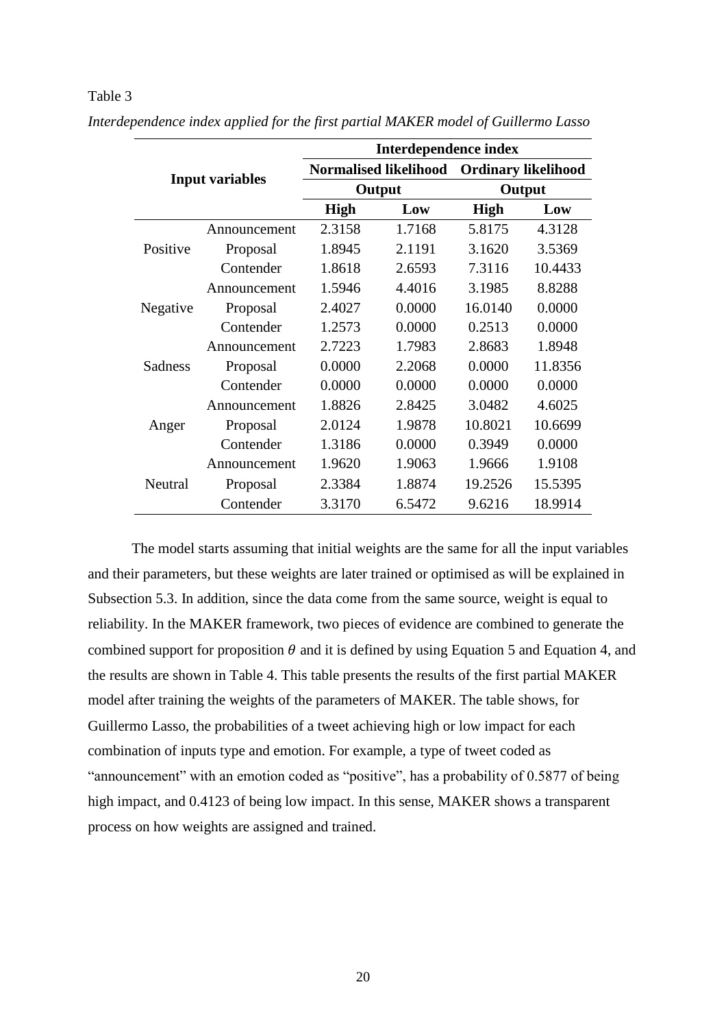Table 3

*Interdependence index applied for the first partial MAKER model of Guillermo Lasso*

| Input variables | | Interdependence index | | | |
|---|---|---|---|---|---|
| | | Normalised likelihood | | Ordinary likelihood | |
| | | Output | | Output | |
| | | High | Low | High | Low |
| Positive | Announcement | 2.3158 | 1.7168 | 5.8175 | 4.3128 |
| | Proposal | 1.8945 | 2.1191 | 3.1620 | 3.5369 |
| | Contender | 1.8618 | 2.6593 | 7.3116 | 10.4433 |
| Negative | Announcement | 1.5946 | 4.4016 | 3.1985 | 8.8288 |
| | Proposal | 2.4027 | 0.0000 | 16.0140 | 0.0000 |
| | Contender | 1.2573 | 0.0000 | 0.2513 | 0.0000 |
| Sadness | Announcement | 2.7223 | 1.7983 | 2.8683 | 1.8948 |
| | Proposal | 0.0000 | 2.2068 | 0.0000 | 11.8356 |
| | Contender | 0.0000 | 0.0000 | 0.0000 | 0.0000 |
| Anger | Announcement | 1.8826 | 2.8425 | 3.0482 | 4.6025 |
| | Proposal | 2.0124 | 1.9878 | 10.8021 | 10.6699 |
| | Contender | 1.3186 | 0.0000 | 0.3949 | 0.0000 |
| Neutral | Announcement | 1.9620 | 1.9063 | 1.9666 | 1.9108 |
| | Proposal | 2.3384 | 1.8874 | 19.2526 | 15.5395 |
| | Contender | 3.3170 | 6.5472 | 9.6216 | 18.9914 |

The model starts assuming that initial weights are the same for all the input variables and their parameters, but these weights are later trained or optimised as will be explained in Subsection 5.3. In addition, since the data come from the same source, weight is equal to reliability. In the MAKER framework, two pieces of evidence are combined to generate the combined support for proposition $\theta$ and it is defined by using Equation 5 and Equation 4, and the results are shown in Table 4. This table presents the results of the first partial MAKER model after training the weights of the parameters of MAKER. The table shows, for Guillermo Lasso, the probabilities of a tweet achieving high or low impact for each combination of inputs type and emotion. For example, a type of tweet coded as "announcement" with an emotion coded as "positive", has a probability of 0.5877 of being high impact, and 0.4123 of being low impact. In this sense, MAKER shows a transparent process on how weights are assigned and trained.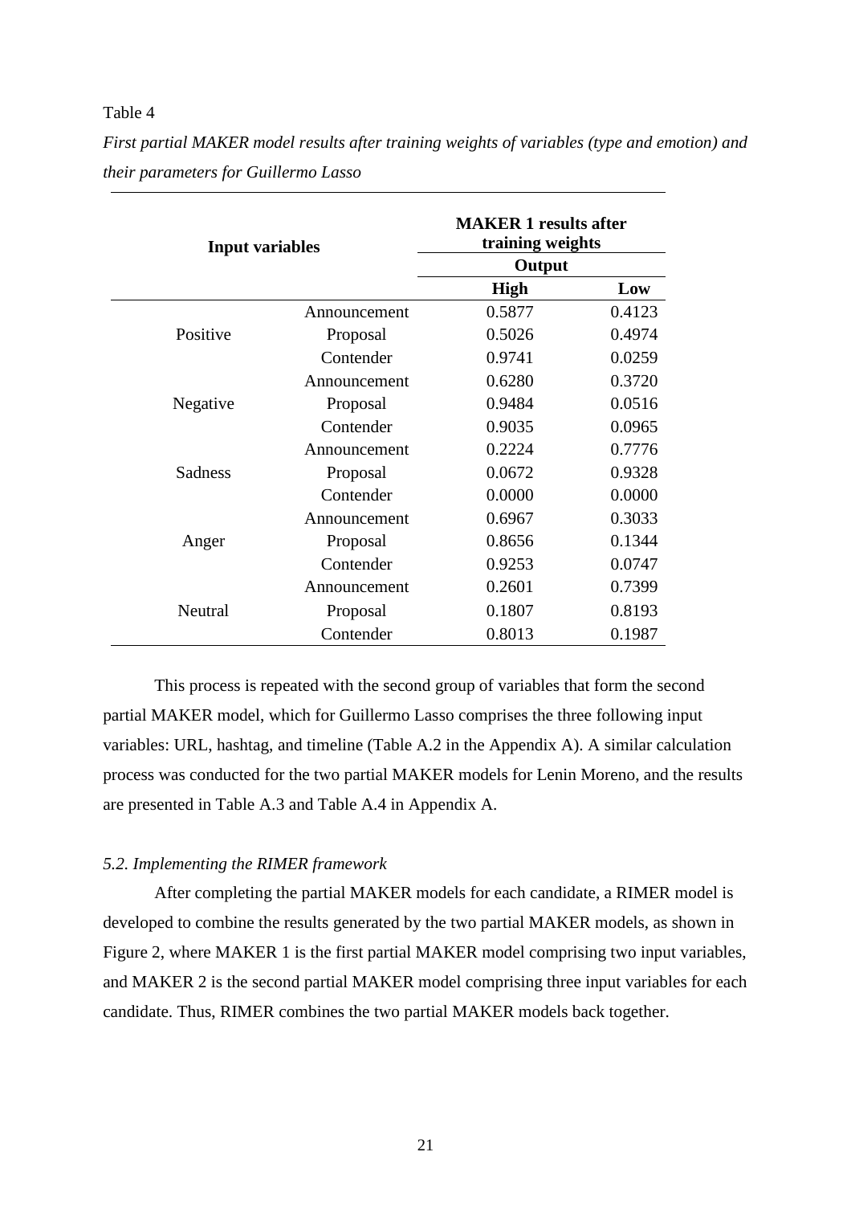Table 4

*First partial MAKER model results after training weights of variables (type and emotion) and their parameters for Guillermo Lasso*

| Input variables | | MAKER 1 results after training weights | |
|---|---|---|---|
| | | Output | |
| | | **High** | **Low** |
| Positive | Announcement | 0.5877 | 0.4123 |
| | Proposal | 0.5026 | 0.4974 |
| | Contender | 0.9741 | 0.0259 |
| Negative | Announcement | 0.6280 | 0.3720 |
| | Proposal | 0.9484 | 0.0516 |
| | Contender | 0.9035 | 0.0965 |
| Sadness | Announcement | 0.2224 | 0.7776 |
| | Proposal | 0.0672 | 0.9328 |
| | Contender | 0.0000 | 0.0000 |
| Anger | Announcement | 0.6967 | 0.3033 |
| | Proposal | 0.8656 | 0.1344 |
| | Contender | 0.9253 | 0.0747 |
| Neutral | Announcement | 0.2601 | 0.7399 |
| | Proposal | 0.1807 | 0.8193 |
| | Contender | 0.8013 | 0.1987 |

This process is repeated with the second group of variables that form the second partial MAKER model, which for Guillermo Lasso comprises the three following input variables: URL, hashtag, and timeline (Table A.2 in the Appendix A). A similar calculation process was conducted for the two partial MAKER models for Lenin Moreno, and the results are presented in Table A.3 and Table A.4 in Appendix A.

### *5.2. Implementing the RIMER framework*

After completing the partial MAKER models for each candidate, a RIMER model is developed to combine the results generated by the two partial MAKER models, as shown in Figure 2, where MAKER 1 is the first partial MAKER model comprising two input variables, and MAKER 2 is the second partial MAKER model comprising three input variables for each candidate. Thus, RIMER combines the two partial MAKER models back together.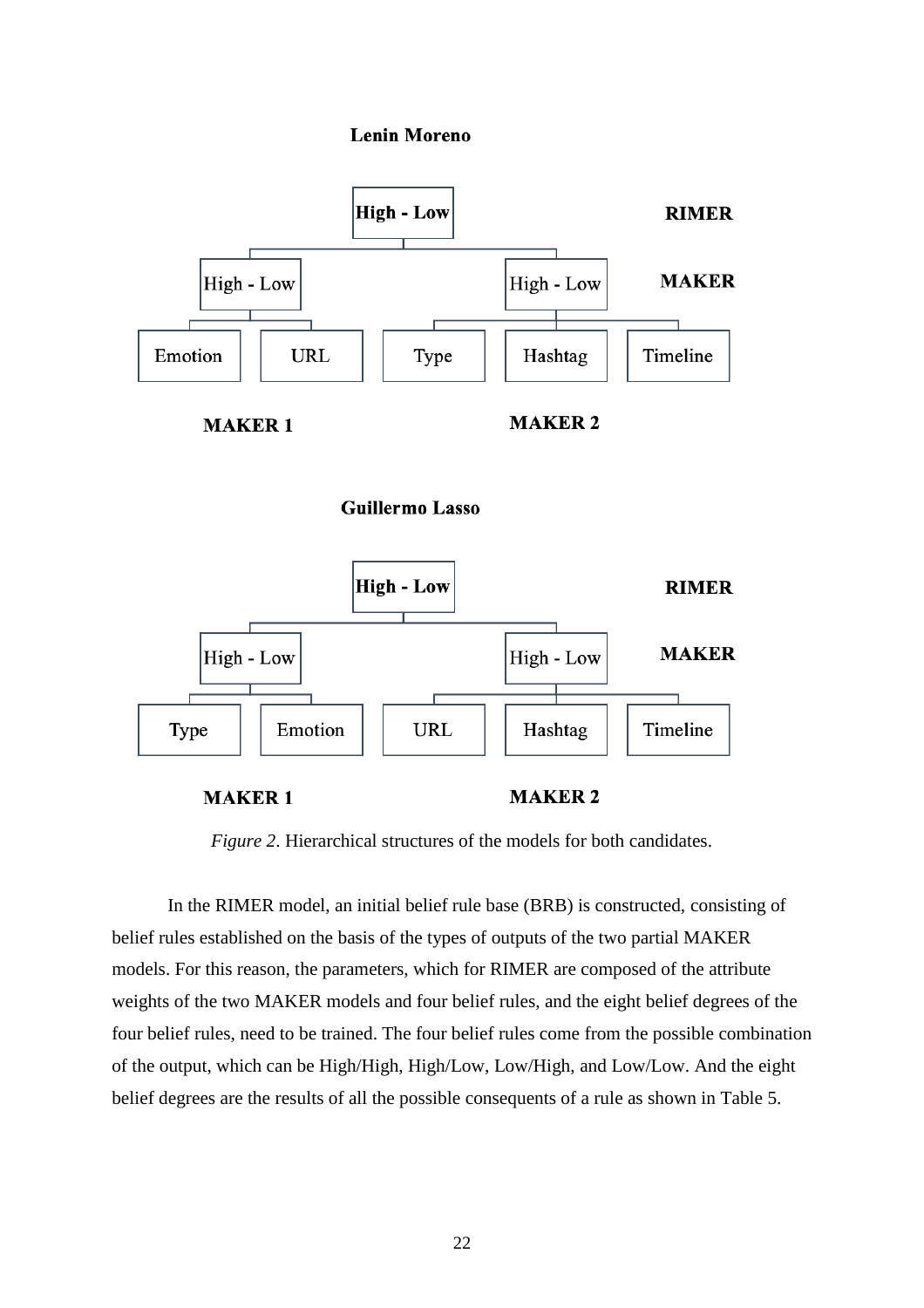**Lenin Moreno**

| | | RIMER |
|---|---|---|
| | High - Low | |
| High - Low | High - Low | MAKER |
| Emotion, URL | Type, Hashtag, Timeline | |
| MAKER 1 | MAKER 2 | |

**Guillermo Lasso**

| | | RIMER |
|---|---|---|
| | High - Low | |
| High - Low | High - Low | MAKER |
| Type, Emotion | URL, Hashtag, Timeline | |
| MAKER 1 | MAKER 2 | |

*Figure 2*. Hierarchical structures of the models for both candidates.

In the RIMER model, an initial belief rule base (BRB) is constructed, consisting of belief rules established on the basis of the types of outputs of the two partial MAKER models. For this reason, the parameters, which for RIMER are composed of the attribute weights of the two MAKER models and four belief rules, and the eight belief degrees of the four belief rules, need to be trained. The four belief rules come from the possible combination of the output, which can be High/High, High/Low, Low/High, and Low/Low. And the eight belief degrees are the results of all the possible consequents of a rule as shown in Table 5.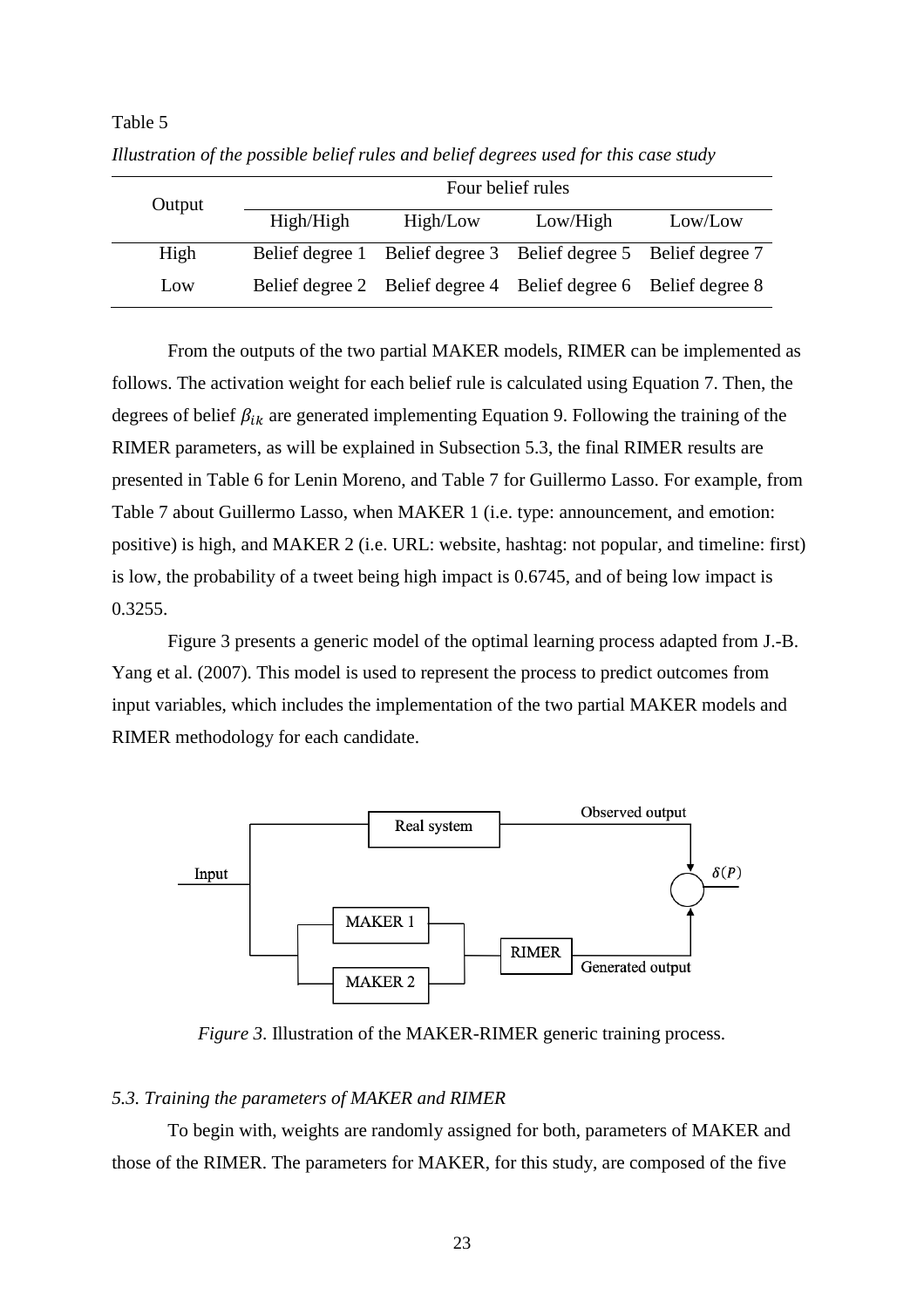Table 5

*Illustration of the possible belief rules and belief degrees used for this case study*

| Output | Four belief rules | | | |
|---|---|---|---|---|
| | High/High | High/Low | Low/High | Low/Low |
| High | Belief degree 1 | Belief degree 3 | Belief degree 5 | Belief degree 7 |
| Low | Belief degree 2 | Belief degree 4 | Belief degree 6 | Belief degree 8 |

From the outputs of the two partial MAKER models, RIMER can be implemented as follows. The activation weight for each belief rule is calculated using Equation 7. Then, the degrees of belief $\beta_{ik}$ are generated implementing Equation 9. Following the training of the RIMER parameters, as will be explained in Subsection 5.3, the final RIMER results are presented in Table 6 for Lenin Moreno, and Table 7 for Guillermo Lasso. For example, from Table 7 about Guillermo Lasso, when MAKER 1 (i.e. type: announcement, and emotion: positive) is high, and MAKER 2 (i.e. URL: website, hashtag: not popular, and timeline: first) is low, the probability of a tweet being high impact is 0.6745, and of being low impact is 0.3255.

Figure 3 presents a generic model of the optimal learning process adapted from J.-B. Yang et al. (2007). This model is used to represent the process to predict outcomes from input variables, which includes the implementation of the two partial MAKER models and RIMER methodology for each candidate.

*Figure 3*. Illustration of the MAKER-RIMER generic training process.

### *5.3. Training the parameters of MAKER and RIMER*

To begin with, weights are randomly assigned for both, parameters of MAKER and those of the RIMER. The parameters for MAKER, for this study, are composed of the five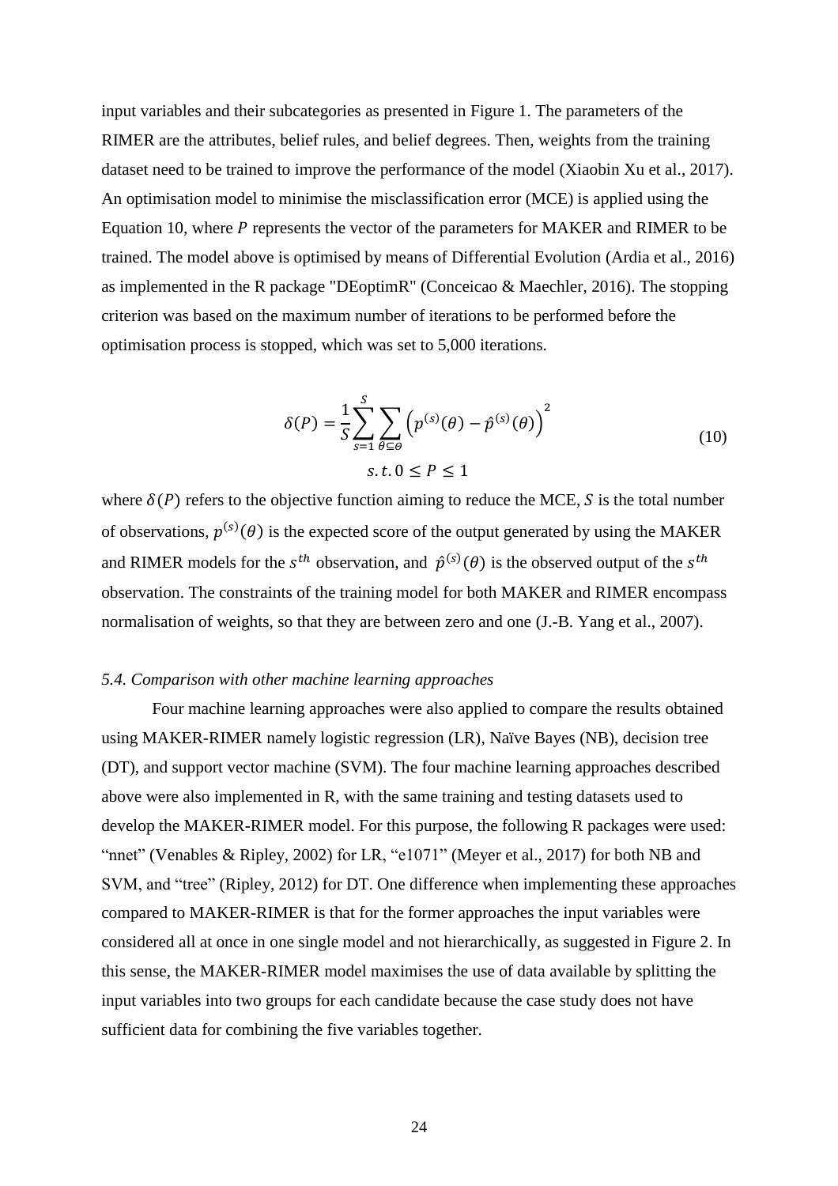input variables and their subcategories as presented in Figure 1. The parameters of the RIMER are the attributes, belief rules, and belief degrees. Then, weights from the training dataset need to be trained to improve the performance of the model (Xiaobin Xu et al., 2017). An optimisation model to minimise the misclassification error (MCE) is applied using the Equation 10, where $P$ represents the vector of the parameters for MAKER and RIMER to be trained. The model above is optimised by means of Differential Evolution (Ardia et al., 2016) as implemented in the R package "DEoptimR" (Conceicao & Maechler, 2016). The stopping criterion was based on the maximum number of iterations to be performed before the optimisation process is stopped, which was set to 5,000 iterations.

$$\delta(P) = \frac{1}{S}\sum_{s=1}^{S}\sum_{\theta \subseteq \Theta}\left(p^{(s)}(\theta) - \hat{p}^{(s)}(\theta)\right)^2 \qquad (10)$$

$$s.t. \; 0 \leq P \leq 1$$

where $\delta(P)$ refers to the objective function aiming to reduce the MCE, $S$ is the total number of observations, $p^{(s)}(\theta)$ is the expected score of the output generated by using the MAKER and RIMER models for the $s^{th}$ observation, and $\hat{p}^{(s)}(\theta)$ is the observed output of the $s^{th}$ observation. The constraints of the training model for both MAKER and RIMER encompass normalisation of weights, so that they are between zero and one (J.-B. Yang et al., 2007).

### *5.4. Comparison with other machine learning approaches*

Four machine learning approaches were also applied to compare the results obtained using MAKER-RIMER namely logistic regression (LR), Naïve Bayes (NB), decision tree (DT), and support vector machine (SVM). The four machine learning approaches described above were also implemented in R, with the same training and testing datasets used to develop the MAKER-RIMER model. For this purpose, the following R packages were used: "nnet" (Venables & Ripley, 2002) for LR, "e1071" (Meyer et al., 2017) for both NB and SVM, and "tree" (Ripley, 2012) for DT. One difference when implementing these approaches compared to MAKER-RIMER is that for the former approaches the input variables were considered all at once in one single model and not hierarchically, as suggested in Figure 2. In this sense, the MAKER-RIMER model maximises the use of data available by splitting the input variables into two groups for each candidate because the case study does not have sufficient data for combining the five variables together.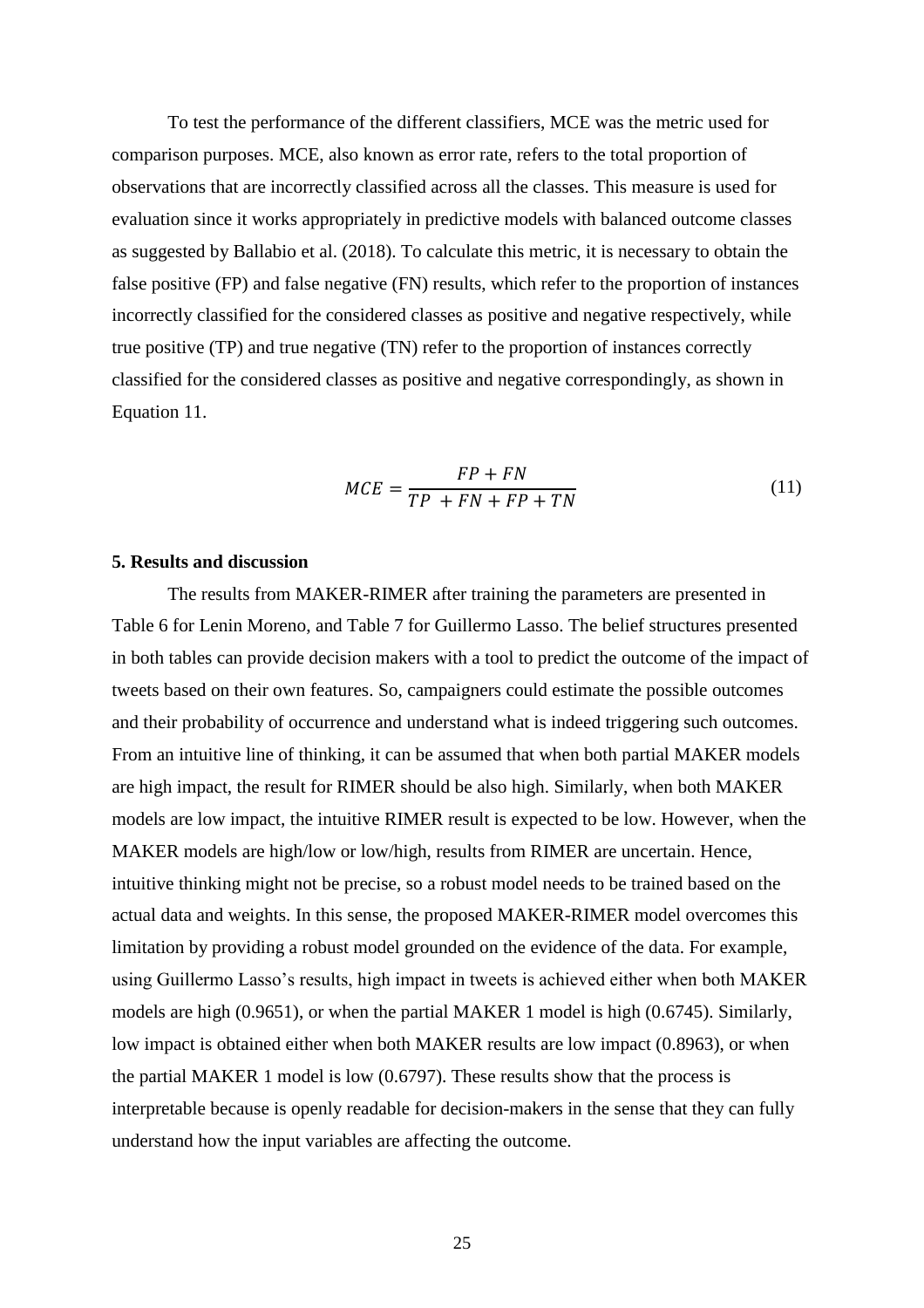To test the performance of the different classifiers, MCE was the metric used for comparison purposes. MCE, also known as error rate, refers to the total proportion of observations that are incorrectly classified across all the classes. This measure is used for evaluation since it works appropriately in predictive models with balanced outcome classes as suggested by Ballabio et al. (2018). To calculate this metric, it is necessary to obtain the false positive (FP) and false negative (FN) results, which refer to the proportion of instances incorrectly classified for the considered classes as positive and negative respectively, while true positive (TP) and true negative (TN) refer to the proportion of instances correctly classified for the considered classes as positive and negative correspondingly, as shown in Equation 11.

$$MCE = \frac{FP + FN}{TP + FN + FP + TN} \tag{11}$$

**5. Results and discussion**

The results from MAKER-RIMER after training the parameters are presented in Table 6 for Lenin Moreno, and Table 7 for Guillermo Lasso. The belief structures presented in both tables can provide decision makers with a tool to predict the outcome of the impact of tweets based on their own features. So, campaigners could estimate the possible outcomes and their probability of occurrence and understand what is indeed triggering such outcomes. From an intuitive line of thinking, it can be assumed that when both partial MAKER models are high impact, the result for RIMER should be also high. Similarly, when both MAKER models are low impact, the intuitive RIMER result is expected to be low. However, when the MAKER models are high/low or low/high, results from RIMER are uncertain. Hence, intuitive thinking might not be precise, so a robust model needs to be trained based on the actual data and weights. In this sense, the proposed MAKER-RIMER model overcomes this limitation by providing a robust model grounded on the evidence of the data. For example, using Guillermo Lasso's results, high impact in tweets is achieved either when both MAKER models are high (0.9651), or when the partial MAKER 1 model is high (0.6745). Similarly, low impact is obtained either when both MAKER results are low impact (0.8963), or when the partial MAKER 1 model is low (0.6797). These results show that the process is interpretable because is openly readable for decision-makers in the sense that they can fully understand how the input variables are affecting the outcome.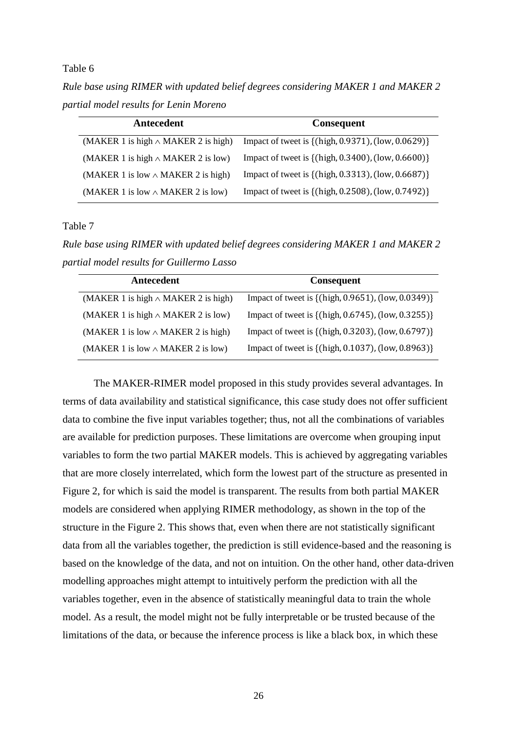Table 6

*Rule base using RIMER with updated belief degrees considering MAKER 1 and MAKER 2 partial model results for Lenin Moreno*

| Antecedent | Consequent |
|---|---|
| (MAKER 1 is high $\wedge$ MAKER 2 is high) | Impact of tweet is $\{(\text{high}, 0.9371), (\text{low}, 0.0629)\}$ |
| (MAKER 1 is high $\wedge$ MAKER 2 is low) | Impact of tweet is $\{(\text{high}, 0.3400), (\text{low}, 0.6600)\}$ |
| (MAKER 1 is low $\wedge$ MAKER 2 is high) | Impact of tweet is $\{(\text{high}, 0.3313), (\text{low}, 0.6687)\}$ |
| (MAKER 1 is low $\wedge$ MAKER 2 is low) | Impact of tweet is $\{(\text{high}, 0.2508), (\text{low}, 0.7492)\}$ |

Table 7

*Rule base using RIMER with updated belief degrees considering MAKER 1 and MAKER 2 partial model results for Guillermo Lasso*

| Antecedent | Consequent |
|---|---|
| (MAKER 1 is high $\wedge$ MAKER 2 is high) | Impact of tweet is $\{(\text{high}, 0.9651), (\text{low}, 0.0349)\}$ |
| (MAKER 1 is high $\wedge$ MAKER 2 is low) | Impact of tweet is $\{(\text{high}, 0.6745), (\text{low}, 0.3255)\}$ |
| (MAKER 1 is low $\wedge$ MAKER 2 is high) | Impact of tweet is $\{(\text{high}, 0.3203), (\text{low}, 0.6797)\}$ |
| (MAKER 1 is low $\wedge$ MAKER 2 is low) | Impact of tweet is $\{(\text{high}, 0.1037), (\text{low}, 0.8963)\}$ |

The MAKER-RIMER model proposed in this study provides several advantages. In terms of data availability and statistical significance, this case study does not offer sufficient data to combine the five input variables together; thus, not all the combinations of variables are available for prediction purposes. These limitations are overcome when grouping input variables to form the two partial MAKER models. This is achieved by aggregating variables that are more closely interrelated, which form the lowest part of the structure as presented in Figure 2, for which is said the model is transparent. The results from both partial MAKER models are considered when applying RIMER methodology, as shown in the top of the structure in the Figure 2. This shows that, even when there are not statistically significant data from all the variables together, the prediction is still evidence-based and the reasoning is based on the knowledge of the data, and not on intuition. On the other hand, other data-driven modelling approaches might attempt to intuitively perform the prediction with all the variables together, even in the absence of statistically meaningful data to train the whole model. As a result, the model might not be fully interpretable or be trusted because of the limitations of the data, or because the inference process is like a black box, in which these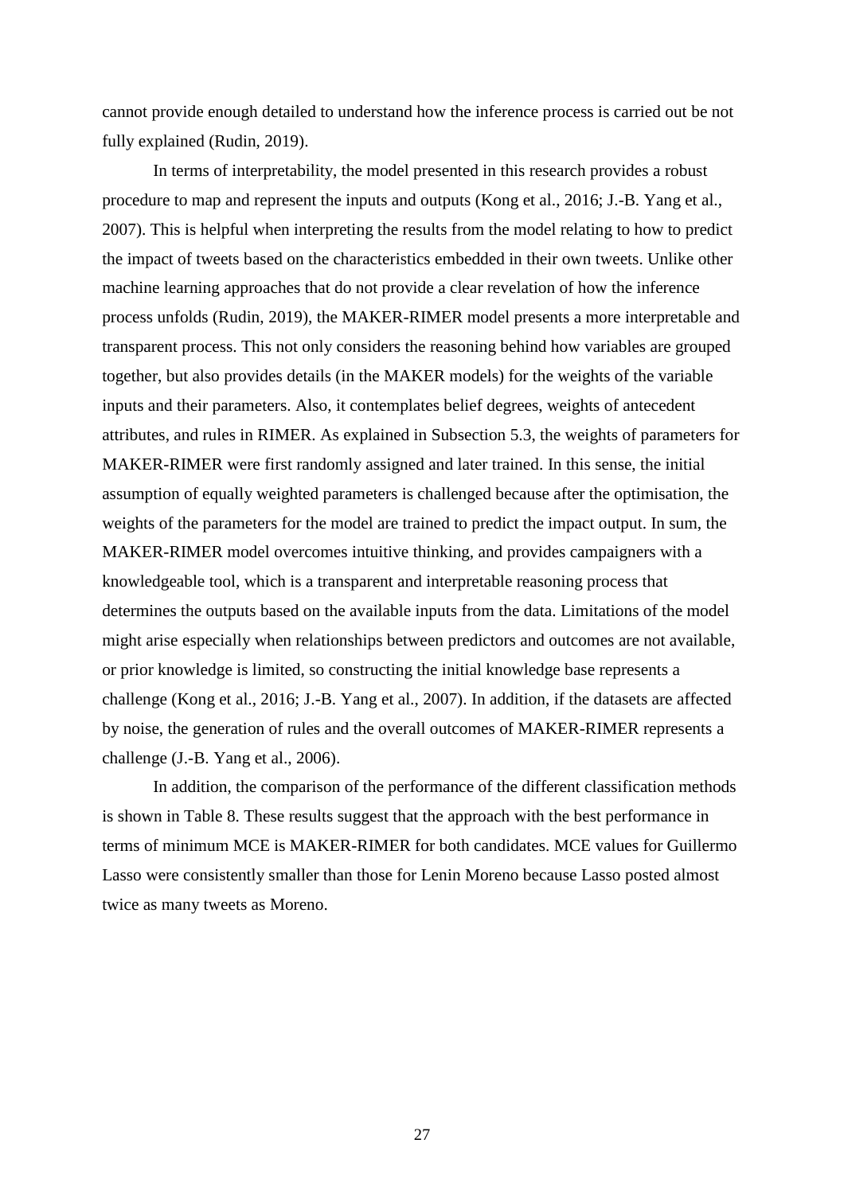cannot provide enough detailed to understand how the inference process is carried out be not fully explained (Rudin, 2019).

In terms of interpretability, the model presented in this research provides a robust procedure to map and represent the inputs and outputs (Kong et al., 2016; J.-B. Yang et al., 2007). This is helpful when interpreting the results from the model relating to how to predict the impact of tweets based on the characteristics embedded in their own tweets. Unlike other machine learning approaches that do not provide a clear revelation of how the inference process unfolds (Rudin, 2019), the MAKER-RIMER model presents a more interpretable and transparent process. This not only considers the reasoning behind how variables are grouped together, but also provides details (in the MAKER models) for the weights of the variable inputs and their parameters. Also, it contemplates belief degrees, weights of antecedent attributes, and rules in RIMER. As explained in Subsection 5.3, the weights of parameters for MAKER-RIMER were first randomly assigned and later trained. In this sense, the initial assumption of equally weighted parameters is challenged because after the optimisation, the weights of the parameters for the model are trained to predict the impact output. In sum, the MAKER-RIMER model overcomes intuitive thinking, and provides campaigners with a knowledgeable tool, which is a transparent and interpretable reasoning process that determines the outputs based on the available inputs from the data. Limitations of the model might arise especially when relationships between predictors and outcomes are not available, or prior knowledge is limited, so constructing the initial knowledge base represents a challenge (Kong et al., 2016; J.-B. Yang et al., 2007). In addition, if the datasets are affected by noise, the generation of rules and the overall outcomes of MAKER-RIMER represents a challenge (J.-B. Yang et al., 2006).

In addition, the comparison of the performance of the different classification methods is shown in Table 8. These results suggest that the approach with the best performance in terms of minimum MCE is MAKER-RIMER for both candidates. MCE values for Guillermo Lasso were consistently smaller than those for Lenin Moreno because Lasso posted almost twice as many tweets as Moreno.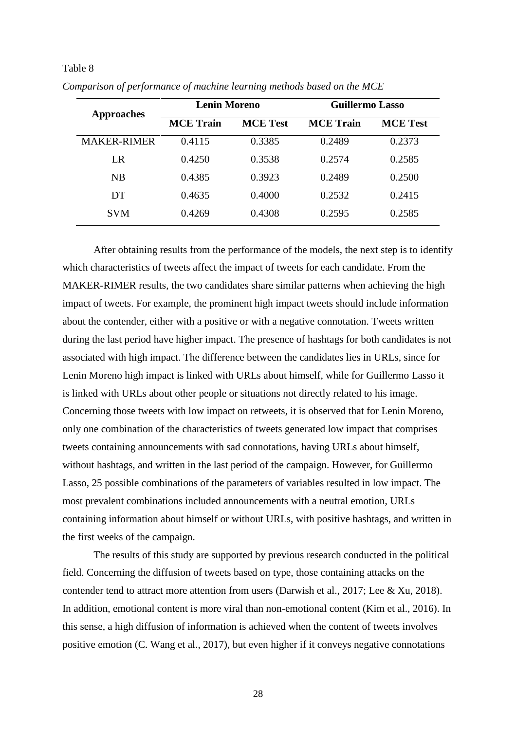Table 8

*Comparison of performance of machine learning methods based on the MCE*

| Approaches | Lenin Moreno | | Guillermo Lasso | |
|---|---|---|---|---|
| | **MCE Train** | **MCE Test** | **MCE Train** | **MCE Test** |
| MAKER-RIMER | 0.4115 | 0.3385 | 0.2489 | 0.2373 |
| LR | 0.4250 | 0.3538 | 0.2574 | 0.2585 |
| NB | 0.4385 | 0.3923 | 0.2489 | 0.2500 |
| DT | 0.4635 | 0.4000 | 0.2532 | 0.2415 |
| SVM | 0.4269 | 0.4308 | 0.2595 | 0.2585 |

After obtaining results from the performance of the models, the next step is to identify which characteristics of tweets affect the impact of tweets for each candidate. From the MAKER-RIMER results, the two candidates share similar patterns when achieving the high impact of tweets. For example, the prominent high impact tweets should include information about the contender, either with a positive or with a negative connotation. Tweets written during the last period have higher impact. The presence of hashtags for both candidates is not associated with high impact. The difference between the candidates lies in URLs, since for Lenin Moreno high impact is linked with URLs about himself, while for Guillermo Lasso it is linked with URLs about other people or situations not directly related to his image. Concerning those tweets with low impact on retweets, it is observed that for Lenin Moreno, only one combination of the characteristics of tweets generated low impact that comprises tweets containing announcements with sad connotations, having URLs about himself, without hashtags, and written in the last period of the campaign. However, for Guillermo Lasso, 25 possible combinations of the parameters of variables resulted in low impact. The most prevalent combinations included announcements with a neutral emotion, URLs containing information about himself or without URLs, with positive hashtags, and written in the first weeks of the campaign.

The results of this study are supported by previous research conducted in the political field. Concerning the diffusion of tweets based on type, those containing attacks on the contender tend to attract more attention from users (Darwish et al., 2017; Lee & Xu, 2018). In addition, emotional content is more viral than non-emotional content (Kim et al., 2016). In this sense, a high diffusion of information is achieved when the content of tweets involves positive emotion (C. Wang et al., 2017), but even higher if it conveys negative connotations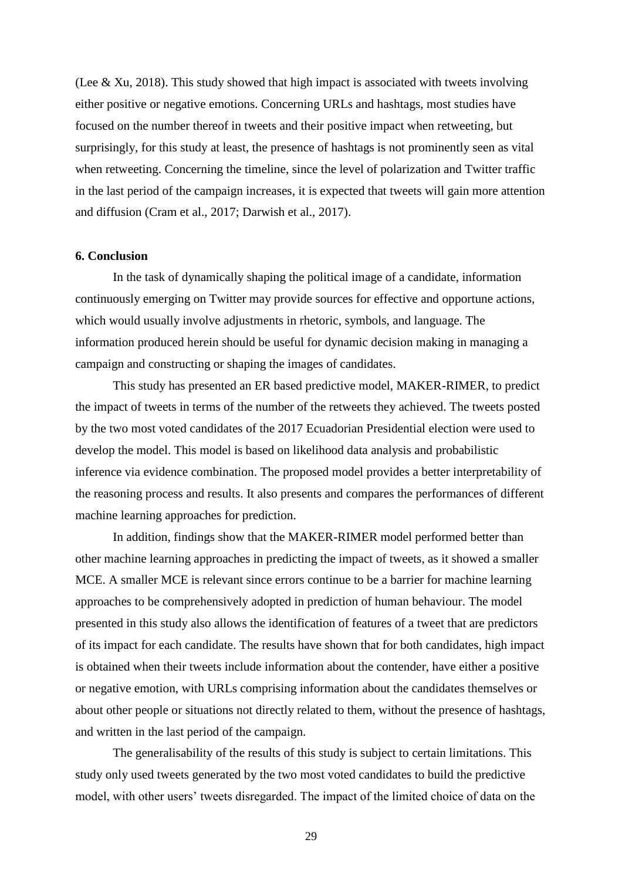(Lee & Xu, 2018). This study showed that high impact is associated with tweets involving either positive or negative emotions. Concerning URLs and hashtags, most studies have focused on the number thereof in tweets and their positive impact when retweeting, but surprisingly, for this study at least, the presence of hashtags is not prominently seen as vital when retweeting. Concerning the timeline, since the level of polarization and Twitter traffic in the last period of the campaign increases, it is expected that tweets will gain more attention and diffusion (Cram et al., 2017; Darwish et al., 2017).

**6. Conclusion**

In the task of dynamically shaping the political image of a candidate, information continuously emerging on Twitter may provide sources for effective and opportune actions, which would usually involve adjustments in rhetoric, symbols, and language. The information produced herein should be useful for dynamic decision making in managing a campaign and constructing or shaping the images of candidates.

This study has presented an ER based predictive model, MAKER-RIMER, to predict the impact of tweets in terms of the number of the retweets they achieved. The tweets posted by the two most voted candidates of the 2017 Ecuadorian Presidential election were used to develop the model. This model is based on likelihood data analysis and probabilistic inference via evidence combination. The proposed model provides a better interpretability of the reasoning process and results. It also presents and compares the performances of different machine learning approaches for prediction.

In addition, findings show that the MAKER-RIMER model performed better than other machine learning approaches in predicting the impact of tweets, as it showed a smaller MCE. A smaller MCE is relevant since errors continue to be a barrier for machine learning approaches to be comprehensively adopted in prediction of human behaviour. The model presented in this study also allows the identification of features of a tweet that are predictors of its impact for each candidate. The results have shown that for both candidates, high impact is obtained when their tweets include information about the contender, have either a positive or negative emotion, with URLs comprising information about the candidates themselves or about other people or situations not directly related to them, without the presence of hashtags, and written in the last period of the campaign.

The generalisability of the results of this study is subject to certain limitations. This study only used tweets generated by the two most voted candidates to build the predictive model, with other users' tweets disregarded. The impact of the limited choice of data on the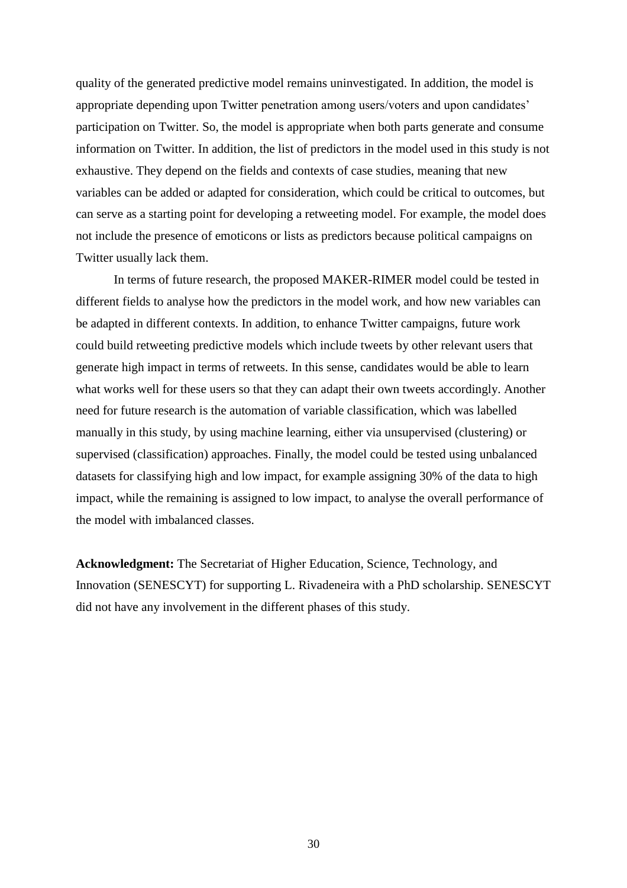quality of the generated predictive model remains uninvestigated. In addition, the model is appropriate depending upon Twitter penetration among users/voters and upon candidates' participation on Twitter. So, the model is appropriate when both parts generate and consume information on Twitter. In addition, the list of predictors in the model used in this study is not exhaustive. They depend on the fields and contexts of case studies, meaning that new variables can be added or adapted for consideration, which could be critical to outcomes, but can serve as a starting point for developing a retweeting model. For example, the model does not include the presence of emoticons or lists as predictors because political campaigns on Twitter usually lack them.

In terms of future research, the proposed MAKER-RIMER model could be tested in different fields to analyse how the predictors in the model work, and how new variables can be adapted in different contexts. In addition, to enhance Twitter campaigns, future work could build retweeting predictive models which include tweets by other relevant users that generate high impact in terms of retweets. In this sense, candidates would be able to learn what works well for these users so that they can adapt their own tweets accordingly. Another need for future research is the automation of variable classification, which was labelled manually in this study, by using machine learning, either via unsupervised (clustering) or supervised (classification) approaches. Finally, the model could be tested using unbalanced datasets for classifying high and low impact, for example assigning 30% of the data to high impact, while the remaining is assigned to low impact, to analyse the overall performance of the model with imbalanced classes.

**Acknowledgment:** The Secretariat of Higher Education, Science, Technology, and Innovation (SENESCYT) for supporting L. Rivadeneira with a PhD scholarship. SENESCYT did not have any involvement in the different phases of this study.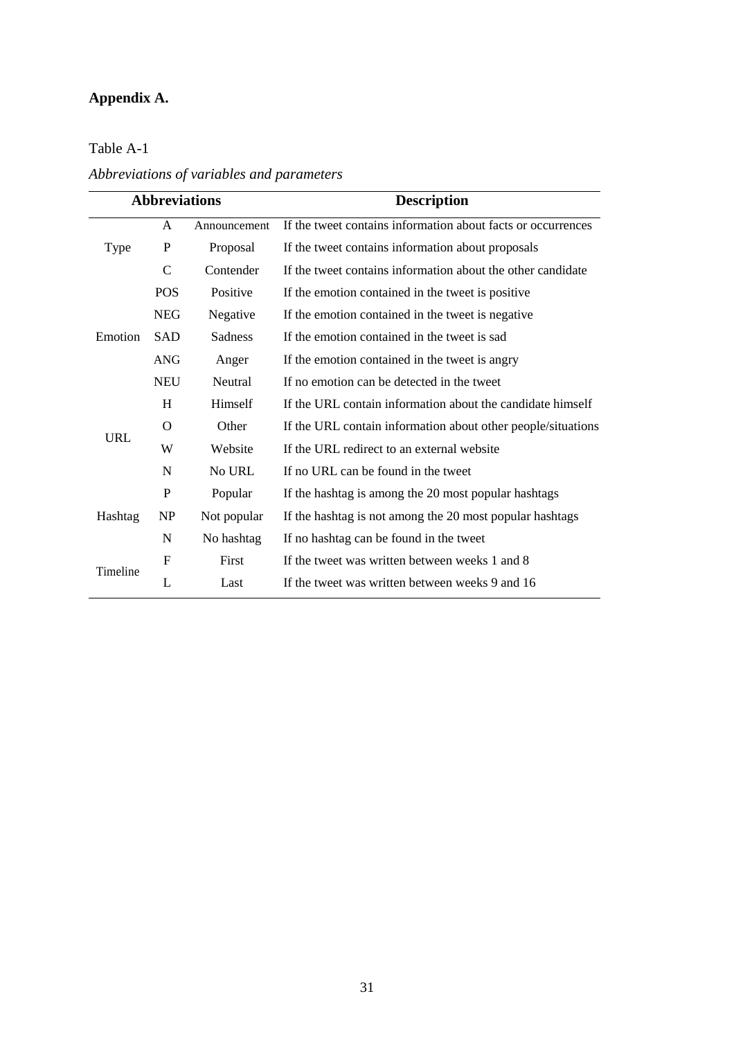## Appendix A.

Table A-1

*Abbreviations of variables and parameters*

| Abbreviations | | | Description |
|---|---|---|---|
| Type | A | Announcement | If the tweet contains information about facts or occurrences |
| | P | Proposal | If the tweet contains information about proposals |
| | C | Contender | If the tweet contains information about the other candidate |
| Emotion | POS | Positive | If the emotion contained in the tweet is positive |
| | NEG | Negative | If the emotion contained in the tweet is negative |
| | SAD | Sadness | If the emotion contained in the tweet is sad |
| | ANG | Anger | If the emotion contained in the tweet is angry |
| | NEU | Neutral | If no emotion can be detected in the tweet |
| URL | H | Himself | If the URL contain information about the candidate himself |
| | O | Other | If the URL contain information about other people/situations |
| | W | Website | If the URL redirect to an external website |
| | N | No URL | If no URL can be found in the tweet |
| Hashtag | P | Popular | If the hashtag is among the 20 most popular hashtags |
| | NP | Not popular | If the hashtag is not among the 20 most popular hashtags |
| | N | No hashtag | If no hashtag can be found in the tweet |
| Timeline | F | First | If the tweet was written between weeks 1 and 8 |
| | L | Last | If the tweet was written between weeks 9 and 16 |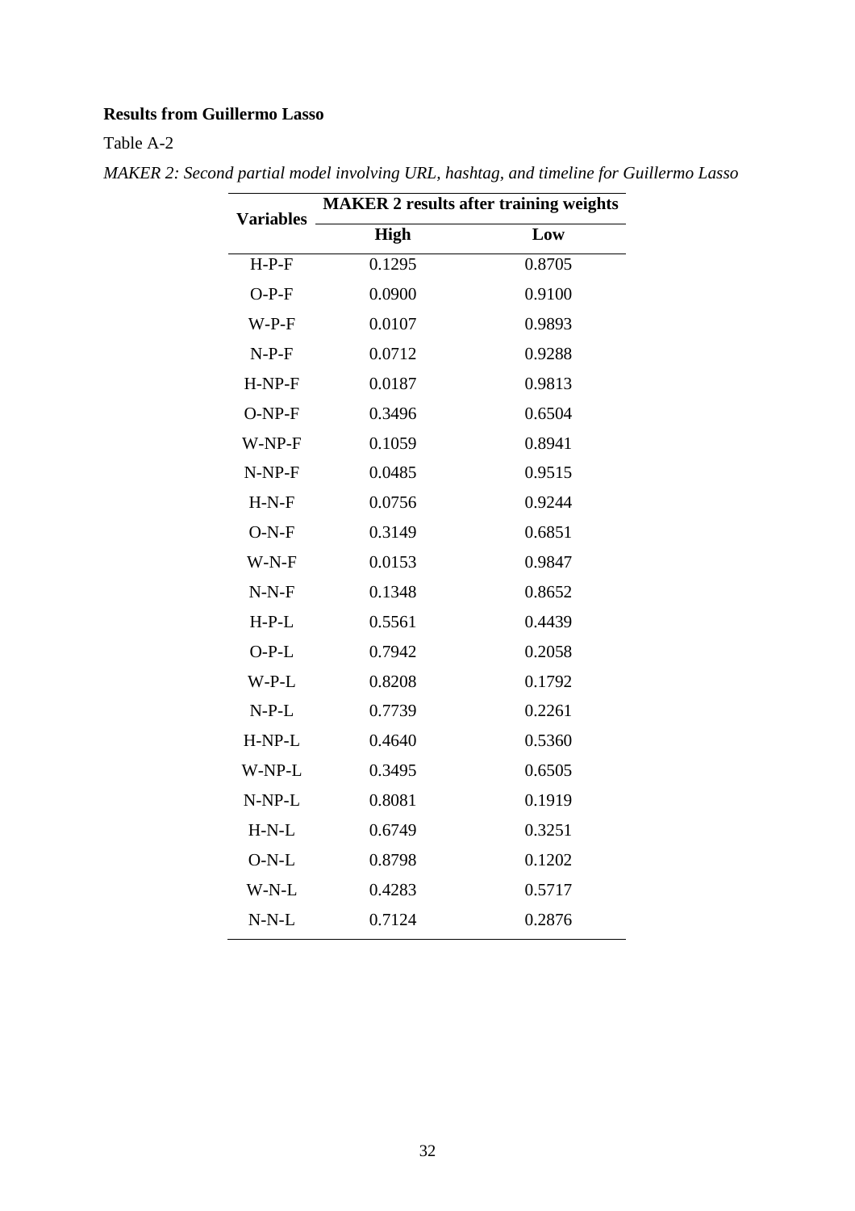**Results from Guillermo Lasso**

Table A-2

*MAKER 2: Second partial model involving URL, hashtag, and timeline for Guillermo Lasso*

| Variables | MAKER 2 results after training weights | |
|---|---|---|
| | **High** | **Low** |
| H-P-F | 0.1295 | 0.8705 |
| O-P-F | 0.0900 | 0.9100 |
| W-P-F | 0.0107 | 0.9893 |
| N-P-F | 0.0712 | 0.9288 |
| H-NP-F | 0.0187 | 0.9813 |
| O-NP-F | 0.3496 | 0.6504 |
| W-NP-F | 0.1059 | 0.8941 |
| N-NP-F | 0.0485 | 0.9515 |
| H-N-F | 0.0756 | 0.9244 |
| O-N-F | 0.3149 | 0.6851 |
| W-N-F | 0.0153 | 0.9847 |
| N-N-F | 0.1348 | 0.8652 |
| H-P-L | 0.5561 | 0.4439 |
| O-P-L | 0.7942 | 0.2058 |
| W-P-L | 0.8208 | 0.1792 |
| N-P-L | 0.7739 | 0.2261 |
| H-NP-L | 0.4640 | 0.5360 |
| W-NP-L | 0.3495 | 0.6505 |
| N-NP-L | 0.8081 | 0.1919 |
| H-N-L | 0.6749 | 0.3251 |
| O-N-L | 0.8798 | 0.1202 |
| W-N-L | 0.4283 | 0.5717 |
| N-N-L | 0.7124 | 0.2876 |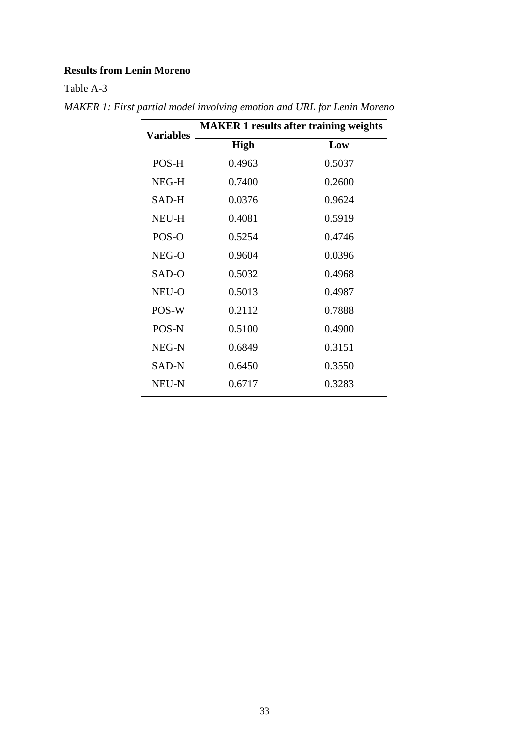**Results from Lenin Moreno**

Table A-3

*MAKER 1: First partial model involving emotion and URL for Lenin Moreno*

| Variables | MAKER 1 results after training weights | |
|---|---|---|
| | **High** | **Low** |
| POS-H | 0.4963 | 0.5037 |
| NEG-H | 0.7400 | 0.2600 |
| SAD-H | 0.0376 | 0.9624 |
| NEU-H | 0.4081 | 0.5919 |
| POS-O | 0.5254 | 0.4746 |
| NEG-O | 0.9604 | 0.0396 |
| SAD-O | 0.5032 | 0.4968 |
| NEU-O | 0.5013 | 0.4987 |
| POS-W | 0.2112 | 0.7888 |
| POS-N | 0.5100 | 0.4900 |
| NEG-N | 0.6849 | 0.3151 |
| SAD-N | 0.6450 | 0.3550 |
| NEU-N | 0.6717 | 0.3283 |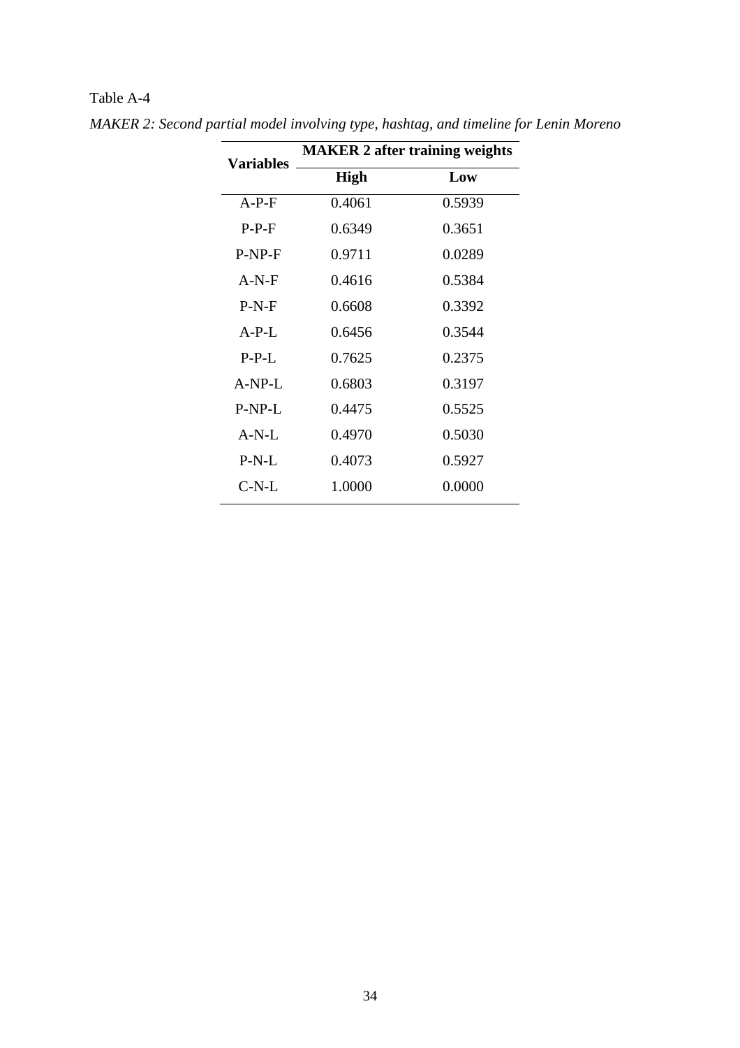Table A-4

*MAKER 2: Second partial model involving type, hashtag, and timeline for Lenin Moreno*

| **Variables** | **MAKER 2 after training weights** | |
|---|---|---|
| | **High** | **Low** |
| A-P-F | 0.4061 | 0.5939 |
| P-P-F | 0.6349 | 0.3651 |
| P-NP-F | 0.9711 | 0.0289 |
| A-N-F | 0.4616 | 0.5384 |
| P-N-F | 0.6608 | 0.3392 |
| A-P-L | 0.6456 | 0.3544 |
| P-P-L | 0.7625 | 0.2375 |
| A-NP-L | 0.6803 | 0.3197 |
| P-NP-L | 0.4475 | 0.5525 |
| A-N-L | 0.4970 | 0.5030 |
| P-N-L | 0.4073 | 0.5927 |
| C-N-L | 1.0000 | 0.0000 |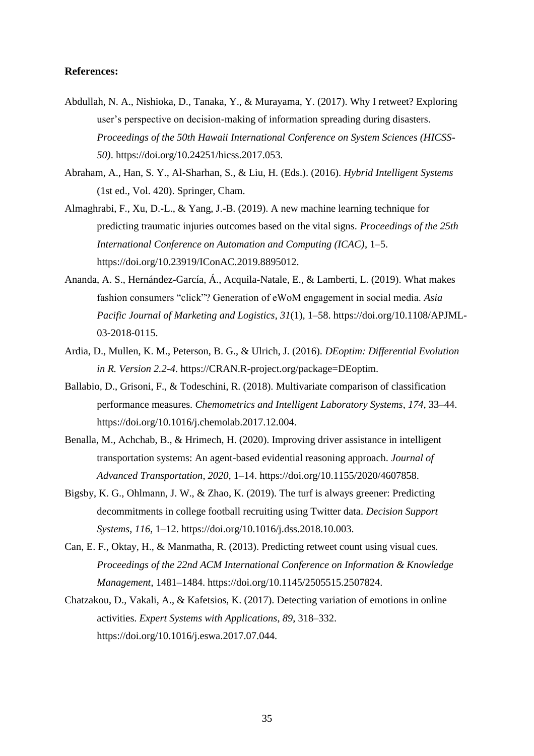**References:**

Abdullah, N. A., Nishioka, D., Tanaka, Y., & Murayama, Y. (2017). Why I retweet? Exploring user's perspective on decision-making of information spreading during disasters. *Proceedings of the 50th Hawaii International Conference on System Sciences (HICSS-50)*. https://doi.org/10.24251/hicss.2017.053.

Abraham, A., Han, S. Y., Al-Sharhan, S., & Liu, H. (Eds.). (2016). *Hybrid Intelligent Systems* (1st ed., Vol. 420). Springer, Cham.

Almaghrabi, F., Xu, D.-L., & Yang, J.-B. (2019). A new machine learning technique for predicting traumatic injuries outcomes based on the vital signs. *Proceedings of the 25th International Conference on Automation and Computing (ICAC)*, 1–5. https://doi.org/10.23919/IConAC.2019.8895012.

Ananda, A. S., Hernández-García, Á., Acquila-Natale, E., & Lamberti, L. (2019). What makes fashion consumers "click"? Generation of eWoM engagement in social media. *Asia Pacific Journal of Marketing and Logistics*, *31*(1), 1–58. https://doi.org/10.1108/APJML-03-2018-0115.

Ardia, D., Mullen, K. M., Peterson, B. G., & Ulrich, J. (2016). *DEoptim: Differential Evolution in R. Version 2.2-4*. https://CRAN.R-project.org/package=DEoptim.

Ballabio, D., Grisoni, F., & Todeschini, R. (2018). Multivariate comparison of classification performance measures. *Chemometrics and Intelligent Laboratory Systems*, *174*, 33–44. https://doi.org/10.1016/j.chemolab.2017.12.004.

Benalla, M., Achchab, B., & Hrimech, H. (2020). Improving driver assistance in intelligent transportation systems: An agent-based evidential reasoning approach. *Journal of Advanced Transportation*, *2020*, 1–14. https://doi.org/10.1155/2020/4607858.

Bigsby, K. G., Ohlmann, J. W., & Zhao, K. (2019). The turf is always greener: Predicting decommitments in college football recruiting using Twitter data. *Decision Support Systems*, *116*, 1–12. https://doi.org/10.1016/j.dss.2018.10.003.

Can, E. F., Oktay, H., & Manmatha, R. (2013). Predicting retweet count using visual cues. *Proceedings of the 22nd ACM International Conference on Information & Knowledge Management*, 1481–1484. https://doi.org/10.1145/2505515.2507824.

Chatzakou, D., Vakali, A., & Kafetsios, K. (2017). Detecting variation of emotions in online activities. *Expert Systems with Applications*, *89*, 318–332. https://doi.org/10.1016/j.eswa.2017.07.044.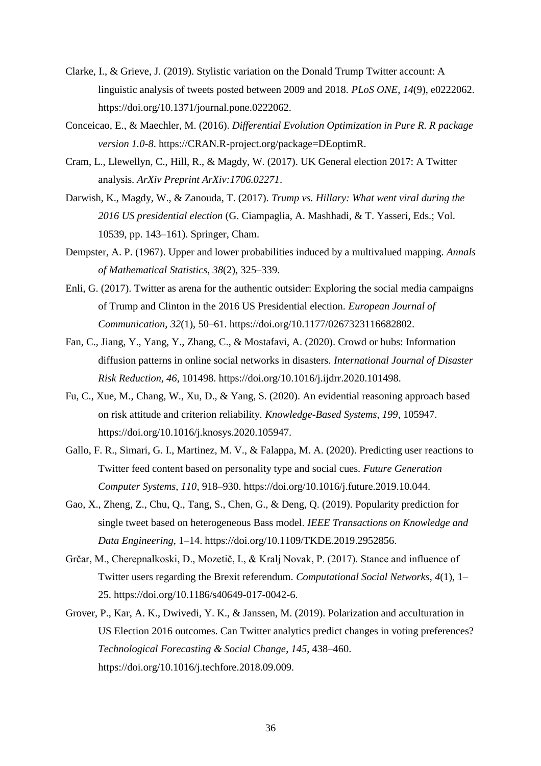Clarke, I., & Grieve, J. (2019). Stylistic variation on the Donald Trump Twitter account: A linguistic analysis of tweets posted between 2009 and 2018. *PLoS ONE*, *14*(9), e0222062. https://doi.org/10.1371/journal.pone.0222062.

Conceicao, E., & Maechler, M. (2016). *Differential Evolution Optimization in Pure R. R package version 1.0-8*. https://CRAN.R-project.org/package=DEoptimR.

Cram, L., Llewellyn, C., Hill, R., & Magdy, W. (2017). UK General election 2017: A Twitter analysis. *ArXiv Preprint ArXiv:1706.02271*.

Darwish, K., Magdy, W., & Zanouda, T. (2017). *Trump vs. Hillary: What went viral during the 2016 US presidential election* (G. Ciampaglia, A. Mashhadi, & T. Yasseri, Eds.; Vol. 10539, pp. 143–161). Springer, Cham.

Dempster, A. P. (1967). Upper and lower probabilities induced by a multivalued mapping. *Annals of Mathematical Statistics*, *38*(2), 325–339.

Enli, G. (2017). Twitter as arena for the authentic outsider: Exploring the social media campaigns of Trump and Clinton in the 2016 US Presidential election. *European Journal of Communication*, *32*(1), 50–61. https://doi.org/10.1177/0267323116682802.

Fan, C., Jiang, Y., Yang, Y., Zhang, C., & Mostafavi, A. (2020). Crowd or hubs: Information diffusion patterns in online social networks in disasters. *International Journal of Disaster Risk Reduction*, *46*, 101498. https://doi.org/10.1016/j.ijdrr.2020.101498.

Fu, C., Xue, M., Chang, W., Xu, D., & Yang, S. (2020). An evidential reasoning approach based on risk attitude and criterion reliability. *Knowledge-Based Systems*, *199*, 105947. https://doi.org/10.1016/j.knosys.2020.105947.

Gallo, F. R., Simari, G. I., Martinez, M. V., & Falappa, M. A. (2020). Predicting user reactions to Twitter feed content based on personality type and social cues. *Future Generation Computer Systems*, *110*, 918–930. https://doi.org/10.1016/j.future.2019.10.044.

Gao, X., Zheng, Z., Chu, Q., Tang, S., Chen, G., & Deng, Q. (2019). Popularity prediction for single tweet based on heterogeneous Bass model. *IEEE Transactions on Knowledge and Data Engineering*, 1–14. https://doi.org/10.1109/TKDE.2019.2952856.

Grčar, M., Cherepnalkoski, D., Mozetič, I., & Kralj Novak, P. (2017). Stance and influence of Twitter users regarding the Brexit referendum. *Computational Social Networks*, *4*(1), 1–25. https://doi.org/10.1186/s40649-017-0042-6.

Grover, P., Kar, A. K., Dwivedi, Y. K., & Janssen, M. (2019). Polarization and acculturation in US Election 2016 outcomes. Can Twitter analytics predict changes in voting preferences? *Technological Forecasting & Social Change*, *145*, 438–460. https://doi.org/10.1016/j.techfore.2018.09.009.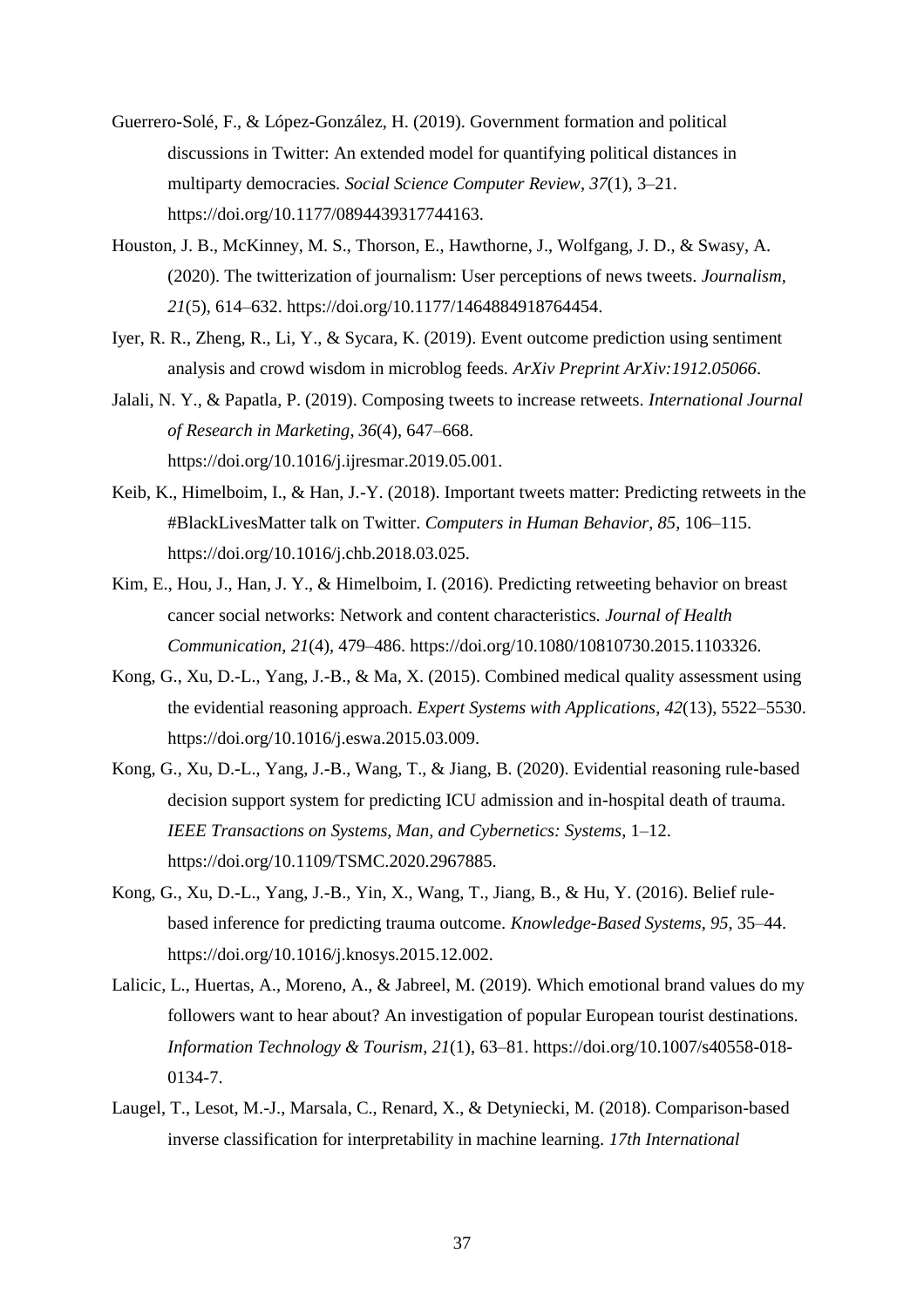Guerrero-Solé, F., & López-González, H. (2019). Government formation and political discussions in Twitter: An extended model for quantifying political distances in multiparty democracies. *Social Science Computer Review*, *37*(1), 3–21. https://doi.org/10.1177/0894439317744163.

Houston, J. B., McKinney, M. S., Thorson, E., Hawthorne, J., Wolfgang, J. D., & Swasy, A. (2020). The twitterization of journalism: User perceptions of news tweets. *Journalism*, *21*(5), 614–632. https://doi.org/10.1177/1464884918764454.

Iyer, R. R., Zheng, R., Li, Y., & Sycara, K. (2019). Event outcome prediction using sentiment analysis and crowd wisdom in microblog feeds. *ArXiv Preprint ArXiv:1912.05066*.

Jalali, N. Y., & Papatla, P. (2019). Composing tweets to increase retweets. *International Journal of Research in Marketing*, *36*(4), 647–668. https://doi.org/10.1016/j.ijresmar.2019.05.001.

Keib, K., Himelboim, I., & Han, J.-Y. (2018). Important tweets matter: Predicting retweets in the #BlackLivesMatter talk on Twitter. *Computers in Human Behavior*, *85*, 106–115. https://doi.org/10.1016/j.chb.2018.03.025.

Kim, E., Hou, J., Han, J. Y., & Himelboim, I. (2016). Predicting retweeting behavior on breast cancer social networks: Network and content characteristics. *Journal of Health Communication*, *21*(4), 479–486. https://doi.org/10.1080/10810730.2015.1103326.

Kong, G., Xu, D.-L., Yang, J.-B., & Ma, X. (2015). Combined medical quality assessment using the evidential reasoning approach. *Expert Systems with Applications*, *42*(13), 5522–5530. https://doi.org/10.1016/j.eswa.2015.03.009.

Kong, G., Xu, D.-L., Yang, J.-B., Wang, T., & Jiang, B. (2020). Evidential reasoning rule-based decision support system for predicting ICU admission and in-hospital death of trauma. *IEEE Transactions on Systems, Man, and Cybernetics: Systems*, 1–12. https://doi.org/10.1109/TSMC.2020.2967885.

Kong, G., Xu, D.-L., Yang, J.-B., Yin, X., Wang, T., Jiang, B., & Hu, Y. (2016). Belief rule-based inference for predicting trauma outcome. *Knowledge-Based Systems*, *95*, 35–44. https://doi.org/10.1016/j.knosys.2015.12.002.

Lalicic, L., Huertas, A., Moreno, A., & Jabreel, M. (2019). Which emotional brand values do my followers want to hear about? An investigation of popular European tourist destinations. *Information Technology & Tourism*, *21*(1), 63–81. https://doi.org/10.1007/s40558-018-0134-7.

Laugel, T., Lesot, M.-J., Marsala, C., Renard, X., & Detyniecki, M. (2018). Comparison-based inverse classification for interpretability in machine learning. *17th International*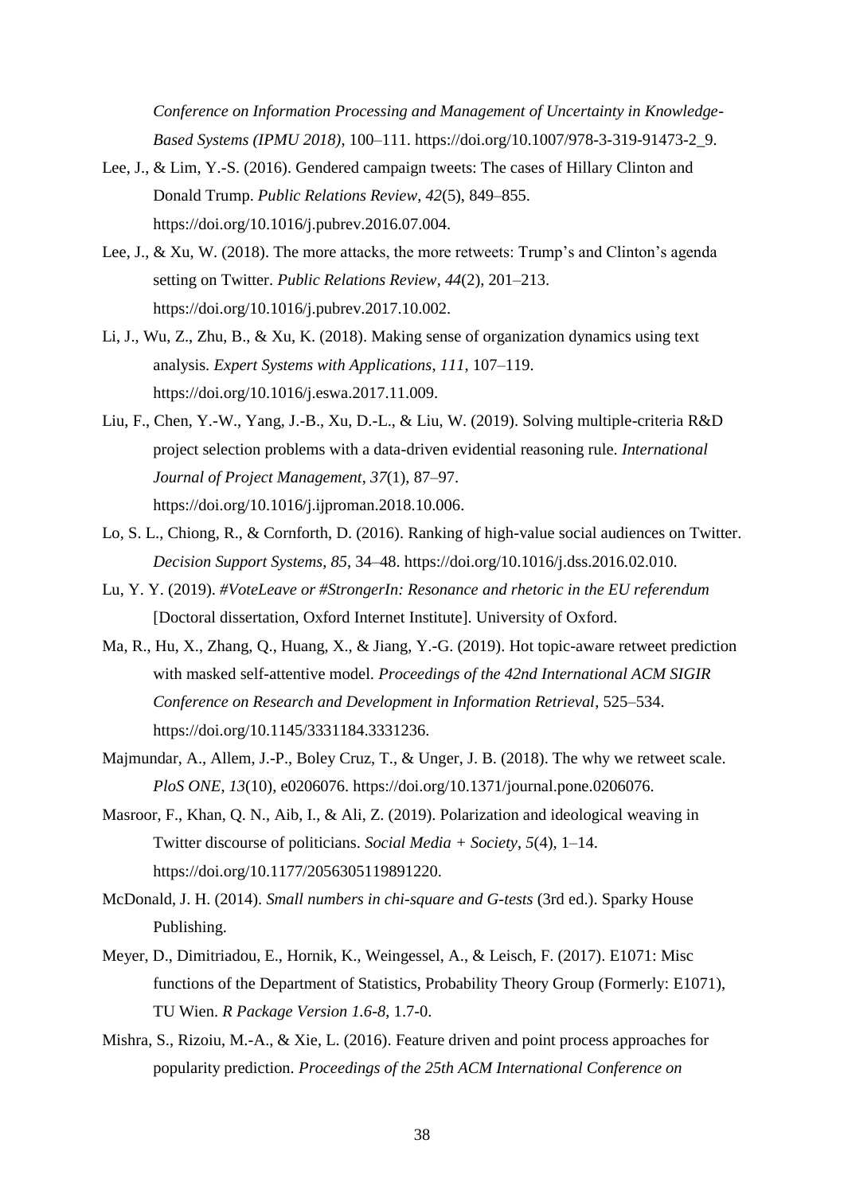*Conference on Information Processing and Management of Uncertainty in Knowledge-Based Systems (IPMU 2018)*, 100–111. https://doi.org/10.1007/978-3-319-91473-2_9.

Lee, J., & Lim, Y.-S. (2016). Gendered campaign tweets: The cases of Hillary Clinton and Donald Trump. *Public Relations Review*, *42*(5), 849–855. https://doi.org/10.1016/j.pubrev.2016.07.004.

Lee, J., & Xu, W. (2018). The more attacks, the more retweets: Trump's and Clinton's agenda setting on Twitter. *Public Relations Review*, *44*(2), 201–213. https://doi.org/10.1016/j.pubrev.2017.10.002.

Li, J., Wu, Z., Zhu, B., & Xu, K. (2018). Making sense of organization dynamics using text analysis. *Expert Systems with Applications*, *111*, 107–119. https://doi.org/10.1016/j.eswa.2017.11.009.

Liu, F., Chen, Y.-W., Yang, J.-B., Xu, D.-L., & Liu, W. (2019). Solving multiple-criteria R&D project selection problems with a data-driven evidential reasoning rule. *International Journal of Project Management*, *37*(1), 87–97. https://doi.org/10.1016/j.ijproman.2018.10.006.

Lo, S. L., Chiong, R., & Cornforth, D. (2016). Ranking of high-value social audiences on Twitter. *Decision Support Systems*, *85*, 34–48. https://doi.org/10.1016/j.dss.2016.02.010.

Lu, Y. Y. (2019). *#VoteLeave or #StrongerIn: Resonance and rhetoric in the EU referendum* [Doctoral dissertation, Oxford Internet Institute]. University of Oxford.

Ma, R., Hu, X., Zhang, Q., Huang, X., & Jiang, Y.-G. (2019). Hot topic-aware retweet prediction with masked self-attentive model. *Proceedings of the 42nd International ACM SIGIR Conference on Research and Development in Information Retrieval*, 525–534. https://doi.org/10.1145/3331184.3331236.

Majmundar, A., Allem, J.-P., Boley Cruz, T., & Unger, J. B. (2018). The why we retweet scale. *PloS ONE*, *13*(10), e0206076. https://doi.org/10.1371/journal.pone.0206076.

Masroor, F., Khan, Q. N., Aib, I., & Ali, Z. (2019). Polarization and ideological weaving in Twitter discourse of politicians. *Social Media + Society*, *5*(4), 1–14. https://doi.org/10.1177/2056305119891220.

McDonald, J. H. (2014). *Small numbers in chi-square and G-tests* (3rd ed.). Sparky House Publishing.

Meyer, D., Dimitriadou, E., Hornik, K., Weingessel, A., & Leisch, F. (2017). E1071: Misc functions of the Department of Statistics, Probability Theory Group (Formerly: E1071), TU Wien. *R Package Version 1.6-8*, 1.7-0.

Mishra, S., Rizoiu, M.-A., & Xie, L. (2016). Feature driven and point process approaches for popularity prediction. *Proceedings of the 25th ACM International Conference on*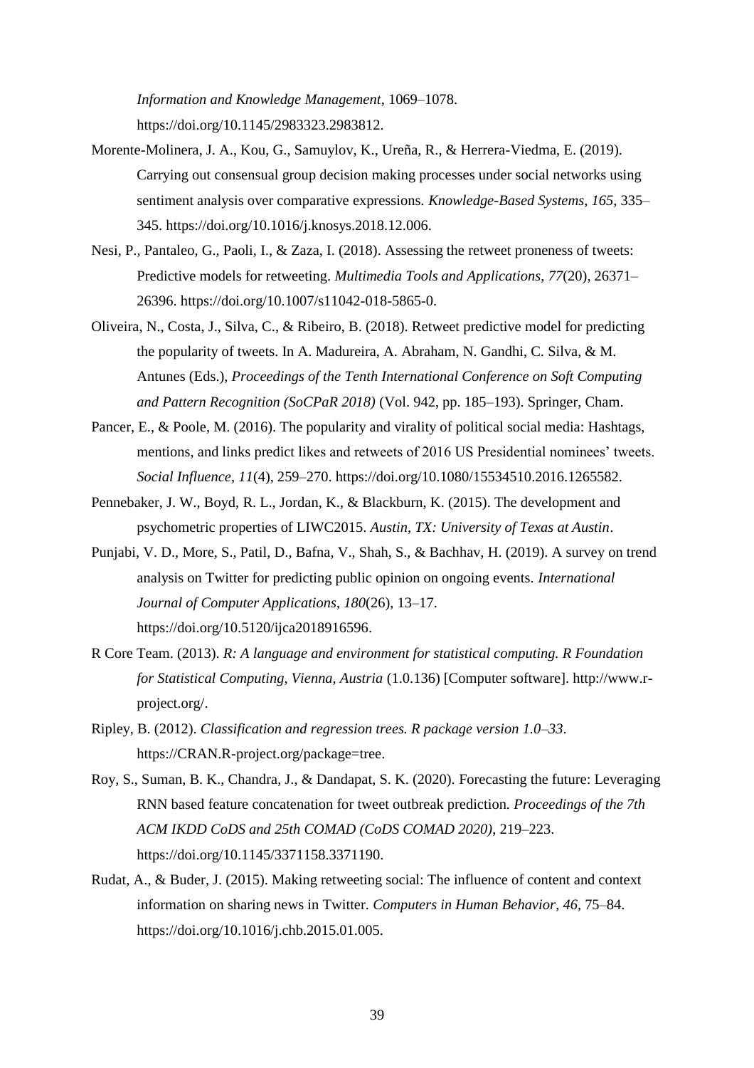*Information and Knowledge Management*, 1069–1078. https://doi.org/10.1145/2983323.2983812.

Morente-Molinera, J. A., Kou, G., Samuylov, K., Ureña, R., & Herrera-Viedma, E. (2019). Carrying out consensual group decision making processes under social networks using sentiment analysis over comparative expressions. *Knowledge-Based Systems*, *165*, 335–345. https://doi.org/10.1016/j.knosys.2018.12.006.

Nesi, P., Pantaleo, G., Paoli, I., & Zaza, I. (2018). Assessing the retweet proneness of tweets: Predictive models for retweeting. *Multimedia Tools and Applications*, *77*(20), 26371–26396. https://doi.org/10.1007/s11042-018-5865-0.

Oliveira, N., Costa, J., Silva, C., & Ribeiro, B. (2018). Retweet predictive model for predicting the popularity of tweets. In A. Madureira, A. Abraham, N. Gandhi, C. Silva, & M. Antunes (Eds.), *Proceedings of the Tenth International Conference on Soft Computing and Pattern Recognition (SoCPaR 2018)* (Vol. 942, pp. 185–193). Springer, Cham.

Pancer, E., & Poole, M. (2016). The popularity and virality of political social media: Hashtags, mentions, and links predict likes and retweets of 2016 US Presidential nominees' tweets. *Social Influence*, *11*(4), 259–270. https://doi.org/10.1080/15534510.2016.1265582.

Pennebaker, J. W., Boyd, R. L., Jordan, K., & Blackburn, K. (2015). The development and psychometric properties of LIWC2015. *Austin, TX: University of Texas at Austin*.

Punjabi, V. D., More, S., Patil, D., Bafna, V., Shah, S., & Bachhav, H. (2019). A survey on trend analysis on Twitter for predicting public opinion on ongoing events. *International Journal of Computer Applications*, *180*(26), 13–17. https://doi.org/10.5120/ijca2018916596.

R Core Team. (2013). *R: A language and environment for statistical computing. R Foundation for Statistical Computing, Vienna, Austria* (1.0.136) [Computer software]. http://www.r-project.org/.

Ripley, B. (2012). *Classification and regression trees. R package version 1.0–33*. https://CRAN.R-project.org/package=tree.

Roy, S., Suman, B. K., Chandra, J., & Dandapat, S. K. (2020). Forecasting the future: Leveraging RNN based feature concatenation for tweet outbreak prediction. *Proceedings of the 7th ACM IKDD CoDS and 25th COMAD (CoDS COMAD 2020)*, 219–223. https://doi.org/10.1145/3371158.3371190.

Rudat, A., & Buder, J. (2015). Making retweeting social: The influence of content and context information on sharing news in Twitter. *Computers in Human Behavior*, *46*, 75–84. https://doi.org/10.1016/j.chb.2015.01.005.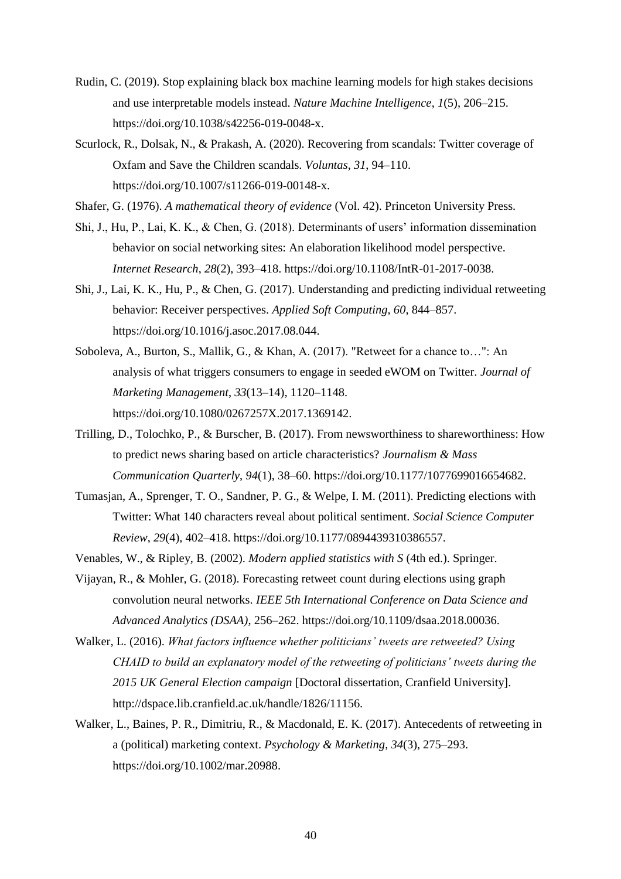Rudin, C. (2019). Stop explaining black box machine learning models for high stakes decisions and use interpretable models instead. *Nature Machine Intelligence*, *1*(5), 206–215. https://doi.org/10.1038/s42256-019-0048-x.

Scurlock, R., Dolsak, N., & Prakash, A. (2020). Recovering from scandals: Twitter coverage of Oxfam and Save the Children scandals. *Voluntas*, *31*, 94–110. https://doi.org/10.1007/s11266-019-00148-x.

Shafer, G. (1976). *A mathematical theory of evidence* (Vol. 42). Princeton University Press.

Shi, J., Hu, P., Lai, K. K., & Chen, G. (2018). Determinants of users' information dissemination behavior on social networking sites: An elaboration likelihood model perspective. *Internet Research*, *28*(2), 393–418. https://doi.org/10.1108/IntR-01-2017-0038.

Shi, J., Lai, K. K., Hu, P., & Chen, G. (2017). Understanding and predicting individual retweeting behavior: Receiver perspectives. *Applied Soft Computing*, *60*, 844–857. https://doi.org/10.1016/j.asoc.2017.08.044.

Soboleva, A., Burton, S., Mallik, G., & Khan, A. (2017). "Retweet for a chance to…": An analysis of what triggers consumers to engage in seeded eWOM on Twitter. *Journal of Marketing Management*, *33*(13–14), 1120–1148. https://doi.org/10.1080/0267257X.2017.1369142.

Trilling, D., Tolochko, P., & Burscher, B. (2017). From newsworthiness to shareworthiness: How to predict news sharing based on article characteristics? *Journalism & Mass Communication Quarterly*, *94*(1), 38–60. https://doi.org/10.1177/1077699016654682.

Tumasjan, A., Sprenger, T. O., Sandner, P. G., & Welpe, I. M. (2011). Predicting elections with Twitter: What 140 characters reveal about political sentiment. *Social Science Computer Review*, *29*(4), 402–418. https://doi.org/10.1177/0894439310386557.

Venables, W., & Ripley, B. (2002). *Modern applied statistics with S* (4th ed.). Springer.

Vijayan, R., & Mohler, G. (2018). Forecasting retweet count during elections using graph convolution neural networks. *IEEE 5th International Conference on Data Science and Advanced Analytics (DSAA)*, 256–262. https://doi.org/10.1109/dsaa.2018.00036.

Walker, L. (2016). *What factors influence whether politicians' tweets are retweeted? Using CHAID to build an explanatory model of the retweeting of politicians' tweets during the 2015 UK General Election campaign* [Doctoral dissertation, Cranfield University]. http://dspace.lib.cranfield.ac.uk/handle/1826/11156.

Walker, L., Baines, P. R., Dimitriu, R., & Macdonald, E. K. (2017). Antecedents of retweeting in a (political) marketing context. *Psychology & Marketing*, *34*(3), 275–293. https://doi.org/10.1002/mar.20988.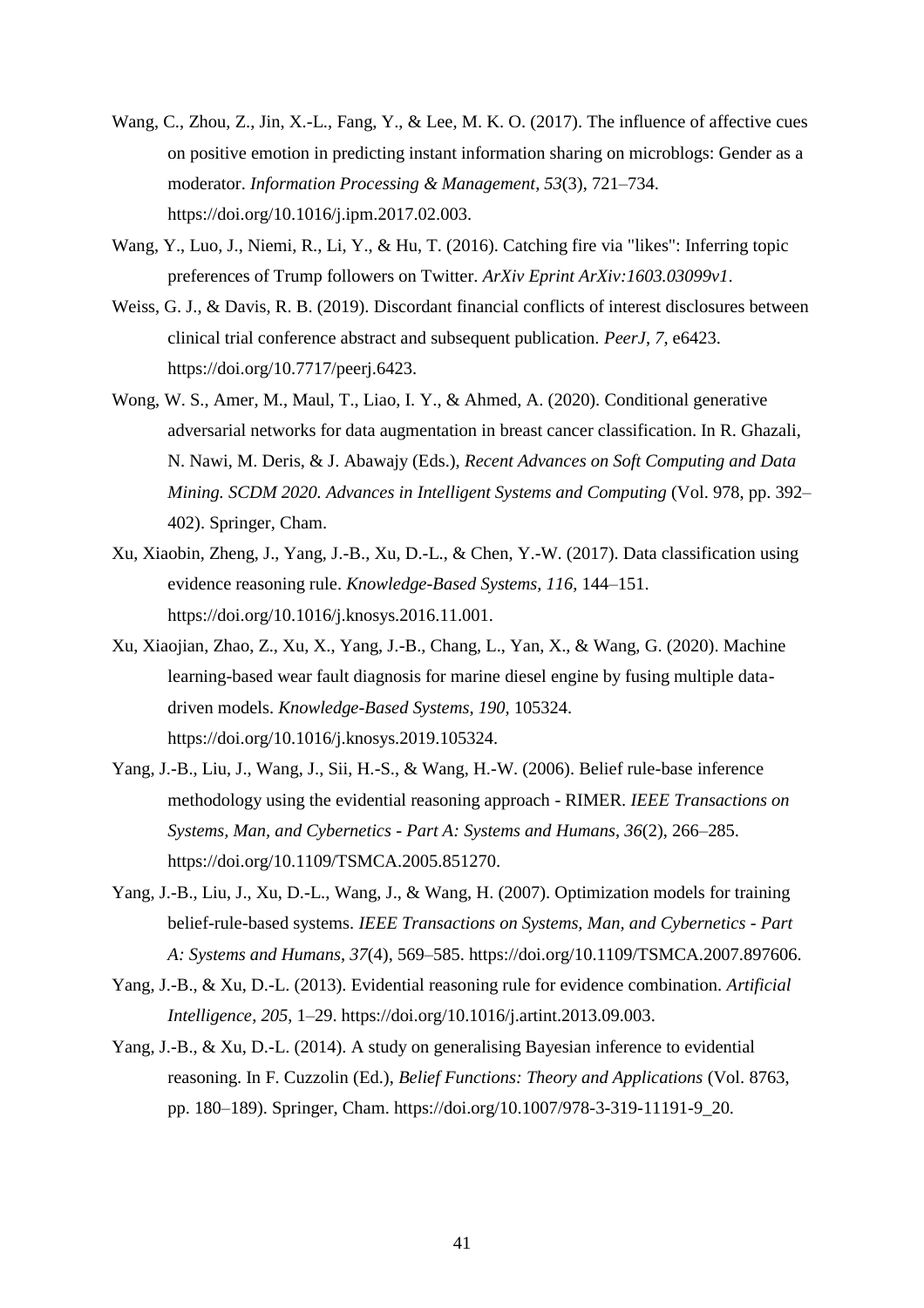Wang, C., Zhou, Z., Jin, X.-L., Fang, Y., & Lee, M. K. O. (2017). The influence of affective cues on positive emotion in predicting instant information sharing on microblogs: Gender as a moderator. *Information Processing & Management*, *53*(3), 721–734. https://doi.org/10.1016/j.ipm.2017.02.003.

Wang, Y., Luo, J., Niemi, R., Li, Y., & Hu, T. (2016). Catching fire via "likes": Inferring topic preferences of Trump followers on Twitter. *ArXiv Eprint ArXiv:1603.03099v1*.

Weiss, G. J., & Davis, R. B. (2019). Discordant financial conflicts of interest disclosures between clinical trial conference abstract and subsequent publication. *PeerJ*, *7*, e6423. https://doi.org/10.7717/peerj.6423.

Wong, W. S., Amer, M., Maul, T., Liao, I. Y., & Ahmed, A. (2020). Conditional generative adversarial networks for data augmentation in breast cancer classification. In R. Ghazali, N. Nawi, M. Deris, & J. Abawajy (Eds.), *Recent Advances on Soft Computing and Data Mining. SCDM 2020. Advances in Intelligent Systems and Computing* (Vol. 978, pp. 392–402). Springer, Cham.

Xu, Xiaobin, Zheng, J., Yang, J.-B., Xu, D.-L., & Chen, Y.-W. (2017). Data classification using evidence reasoning rule. *Knowledge-Based Systems*, *116*, 144–151. https://doi.org/10.1016/j.knosys.2016.11.001.

Xu, Xiaojian, Zhao, Z., Xu, X., Yang, J.-B., Chang, L., Yan, X., & Wang, G. (2020). Machine learning-based wear fault diagnosis for marine diesel engine by fusing multiple data-driven models. *Knowledge-Based Systems*, *190*, 105324. https://doi.org/10.1016/j.knosys.2019.105324.

Yang, J.-B., Liu, J., Wang, J., Sii, H.-S., & Wang, H.-W. (2006). Belief rule-base inference methodology using the evidential reasoning approach - RIMER. *IEEE Transactions on Systems, Man, and Cybernetics - Part A: Systems and Humans*, *36*(2), 266–285. https://doi.org/10.1109/TSMCA.2005.851270.

Yang, J.-B., Liu, J., Xu, D.-L., Wang, J., & Wang, H. (2007). Optimization models for training belief-rule-based systems. *IEEE Transactions on Systems, Man, and Cybernetics - Part A: Systems and Humans*, *37*(4), 569–585. https://doi.org/10.1109/TSMCA.2007.897606.

Yang, J.-B., & Xu, D.-L. (2013). Evidential reasoning rule for evidence combination. *Artificial Intelligence*, *205*, 1–29. https://doi.org/10.1016/j.artint.2013.09.003.

Yang, J.-B., & Xu, D.-L. (2014). A study on generalising Bayesian inference to evidential reasoning. In F. Cuzzolin (Ed.), *Belief Functions: Theory and Applications* (Vol. 8763, pp. 180–189). Springer, Cham. https://doi.org/10.1007/978-3-319-11191-9_20.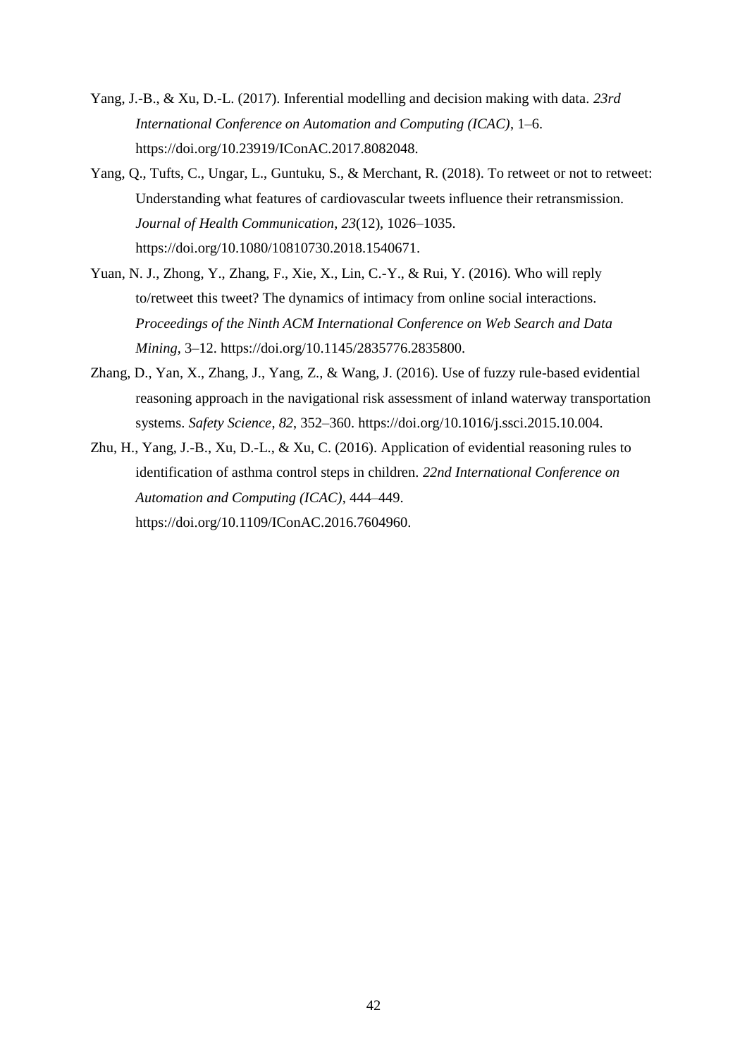Yang, J.-B., & Xu, D.-L. (2017). Inferential modelling and decision making with data. *23rd International Conference on Automation and Computing (ICAC)*, 1–6. https://doi.org/10.23919/IConAC.2017.8082048.

Yang, Q., Tufts, C., Ungar, L., Guntuku, S., & Merchant, R. (2018). To retweet or not to retweet: Understanding what features of cardiovascular tweets influence their retransmission. *Journal of Health Communication*, *23*(12), 1026–1035. https://doi.org/10.1080/10810730.2018.1540671.

Yuan, N. J., Zhong, Y., Zhang, F., Xie, X., Lin, C.-Y., & Rui, Y. (2016). Who will reply to/retweet this tweet? The dynamics of intimacy from online social interactions. *Proceedings of the Ninth ACM International Conference on Web Search and Data Mining*, 3–12. https://doi.org/10.1145/2835776.2835800.

Zhang, D., Yan, X., Zhang, J., Yang, Z., & Wang, J. (2016). Use of fuzzy rule-based evidential reasoning approach in the navigational risk assessment of inland waterway transportation systems. *Safety Science*, *82*, 352–360. https://doi.org/10.1016/j.ssci.2015.10.004.

Zhu, H., Yang, J.-B., Xu, D.-L., & Xu, C. (2016). Application of evidential reasoning rules to identification of asthma control steps in children. *22nd International Conference on Automation and Computing (ICAC)*, 444–449. https://doi.org/10.1109/IConAC.2016.7604960.